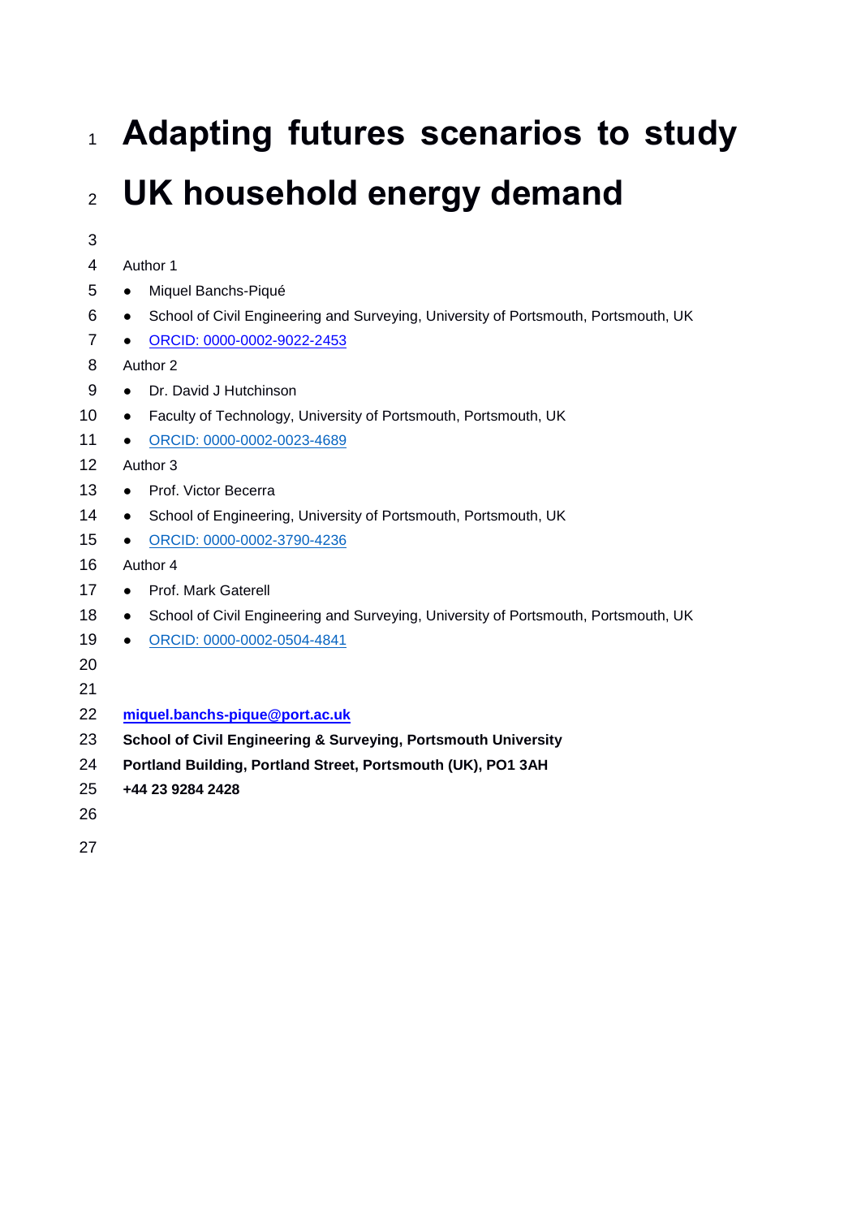# Adapting futures scenarios to study UK household energy demand

Author 1

- Miquel Banchs-Piqué
- School of Civil Engineering and Surveying, University of Portsmouth, Portsmouth, UK
- ORCID: 0000-0002-9022-2453

Author 2

- Dr. David J Hutchinson
- Faculty of Technology, University of Portsmouth, Portsmouth, UK
- ORCID: 0000-0002-0023-4689

Author 3

- Prof. Victor Becerra
- School of Engineering, University of Portsmouth, Portsmouth, UK
- ORCID: 0000-0002-3790-4236

Author 4

- Prof. Mark Gaterell
- School of Civil Engineering and Surveying, University of Portsmouth, Portsmouth, UK
- ORCID: 0000-0002-0504-4841

**miquel.banchs-pique@port.ac.uk**

**School of Civil Engineering & Surveying, Portsmouth University**

**Portland Building, Portland Street, Portsmouth (UK), PO1 3AH**

**+44 23 9284 2428**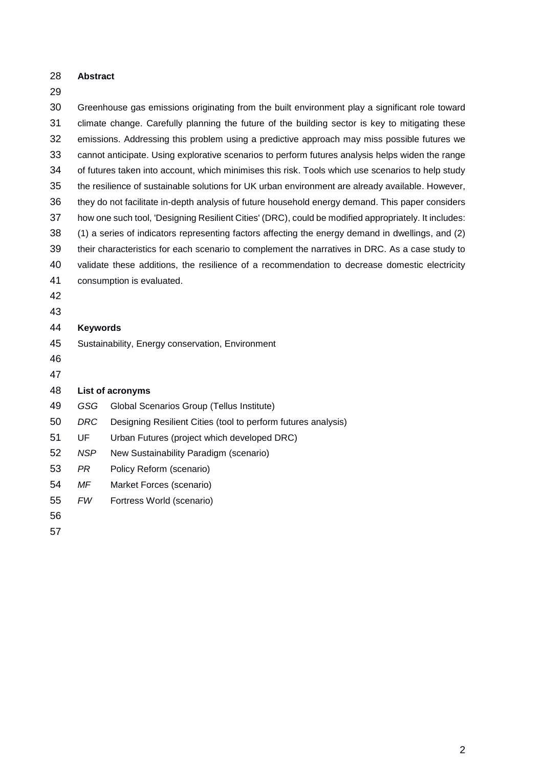## Abstract

Greenhouse gas emissions originating from the built environment play a significant role toward climate change. Carefully planning the future of the building sector is key to mitigating these emissions. Addressing this problem using a predictive approach may miss possible futures we cannot anticipate. Using explorative scenarios to perform futures analysis helps widen the range of futures taken into account, which minimises this risk. Tools which use scenarios to help study the resilience of sustainable solutions for UK urban environment are already available. However, they do not facilitate in-depth analysis of future household energy demand. This paper considers how one such tool, 'Designing Resilient Cities' (DRC), could be modified appropriately. It includes: (1) a series of indicators representing factors affecting the energy demand in dwellings, and (2) their characteristics for each scenario to complement the narratives in DRC. As a case study to validate these additions, the resilience of a recommendation to decrease domestic electricity consumption is evaluated.

## Keywords

Sustainability, Energy conservation, Environment

## List of acronyms

| | |
|---|---|
| *GSG* | Global Scenarios Group (Tellus Institute) |
| *DRC* | Designing Resilient Cities (tool to perform futures analysis) |
| UF | Urban Futures (project which developed DRC) |
| *NSP* | New Sustainability Paradigm (scenario) |
| *PR* | Policy Reform (scenario) |
| *MF* | Market Forces (scenario) |
| *FW* | Fortress World (scenario) |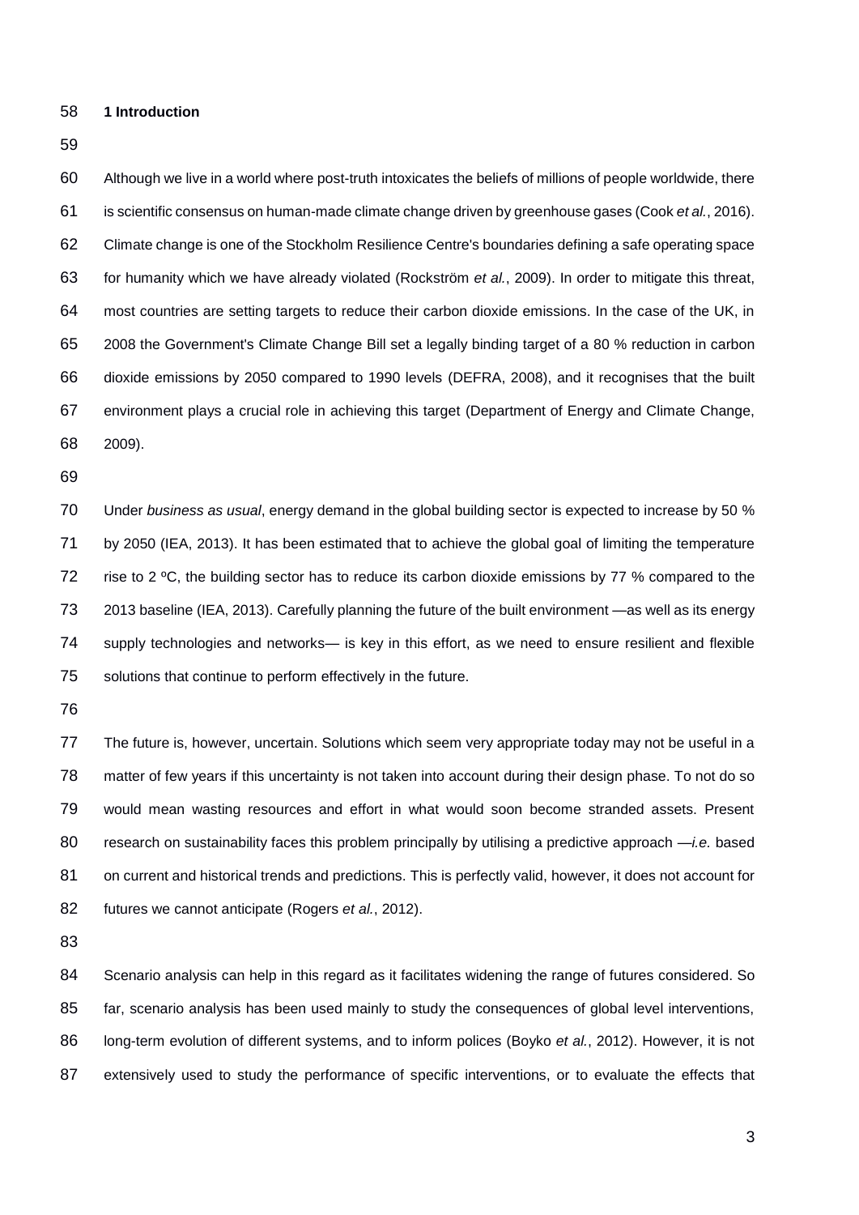## 1 Introduction

Although we live in a world where post-truth intoxicates the beliefs of millions of people worldwide, there is scientific consensus on human-made climate change driven by greenhouse gases (Cook *et al.*, 2016). Climate change is one of the Stockholm Resilience Centre's boundaries defining a safe operating space for humanity which we have already violated (Rockström *et al.*, 2009). In order to mitigate this threat, most countries are setting targets to reduce their carbon dioxide emissions. In the case of the UK, in 2008 the Government's Climate Change Bill set a legally binding target of a 80 % reduction in carbon dioxide emissions by 2050 compared to 1990 levels (DEFRA, 2008), and it recognises that the built environment plays a crucial role in achieving this target (Department of Energy and Climate Change, 2009).

Under *business as usual*, energy demand in the global building sector is expected to increase by 50 % by 2050 (IEA, 2013). It has been estimated that to achieve the global goal of limiting the temperature rise to 2 ºC, the building sector has to reduce its carbon dioxide emissions by 77 % compared to the 2013 baseline (IEA, 2013). Carefully planning the future of the built environment —as well as its energy supply technologies and networks— is key in this effort, as we need to ensure resilient and flexible solutions that continue to perform effectively in the future.

The future is, however, uncertain. Solutions which seem very appropriate today may not be useful in a matter of few years if this uncertainty is not taken into account during their design phase. To not do so would mean wasting resources and effort in what would soon become stranded assets. Present research on sustainability faces this problem principally by utilising a predictive approach —*i.e.* based on current and historical trends and predictions. This is perfectly valid, however, it does not account for futures we cannot anticipate (Rogers *et al.*, 2012).

Scenario analysis can help in this regard as it facilitates widening the range of futures considered. So far, scenario analysis has been used mainly to study the consequences of global level interventions, long-term evolution of different systems, and to inform polices (Boyko *et al.*, 2012). However, it is not extensively used to study the performance of specific interventions, or to evaluate the effects that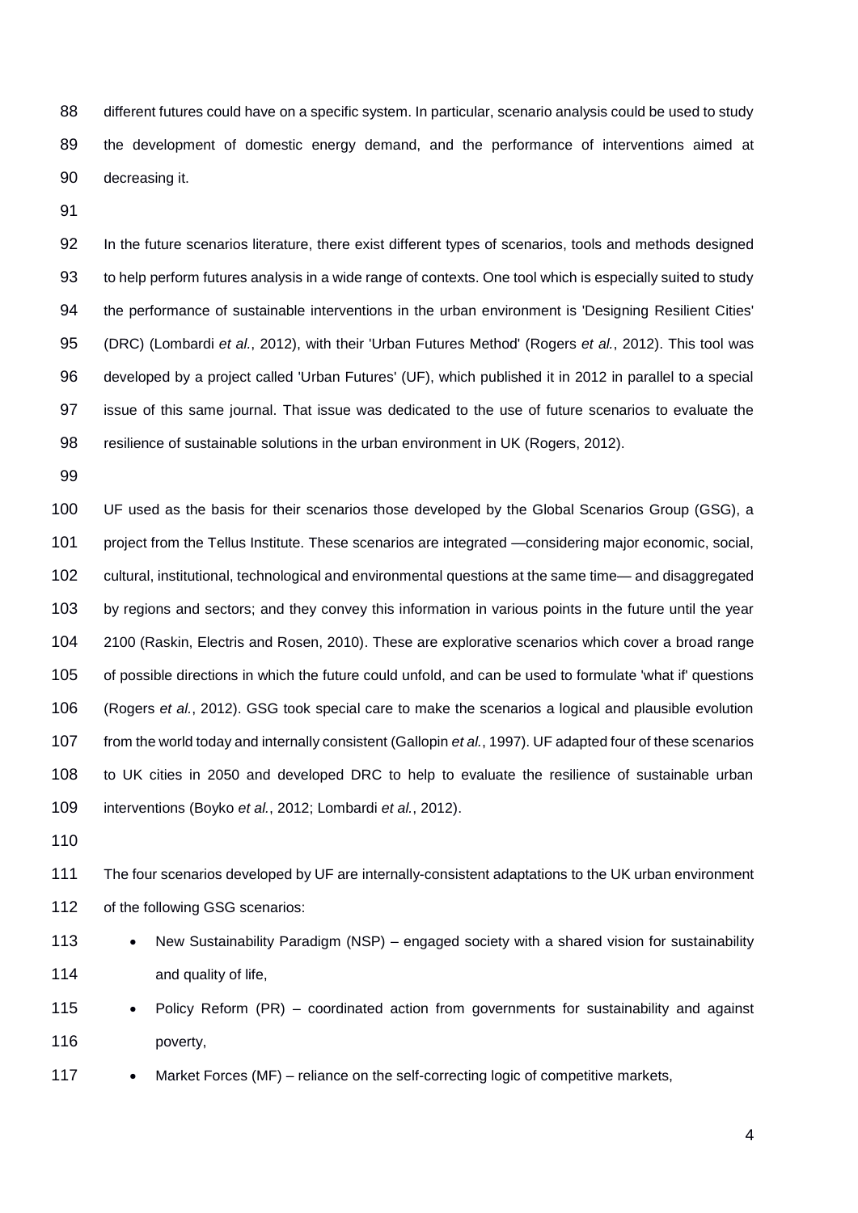different futures could have on a specific system. In particular, scenario analysis could be used to study the development of domestic energy demand, and the performance of interventions aimed at decreasing it.

In the future scenarios literature, there exist different types of scenarios, tools and methods designed to help perform futures analysis in a wide range of contexts. One tool which is especially suited to study the performance of sustainable interventions in the urban environment is 'Designing Resilient Cities' (DRC) (Lombardi *et al.*, 2012), with their 'Urban Futures Method' (Rogers *et al.*, 2012). This tool was developed by a project called 'Urban Futures' (UF), which published it in 2012 in parallel to a special issue of this same journal. That issue was dedicated to the use of future scenarios to evaluate the resilience of sustainable solutions in the urban environment in UK (Rogers, 2012).

UF used as the basis for their scenarios those developed by the Global Scenarios Group (GSG), a project from the Tellus Institute. These scenarios are integrated —considering major economic, social, cultural, institutional, technological and environmental questions at the same time— and disaggregated by regions and sectors; and they convey this information in various points in the future until the year 2100 (Raskin, Electris and Rosen, 2010). These are explorative scenarios which cover a broad range of possible directions in which the future could unfold, and can be used to formulate 'what if' questions (Rogers *et al.*, 2012). GSG took special care to make the scenarios a logical and plausible evolution from the world today and internally consistent (Gallopin *et al.*, 1997). UF adapted four of these scenarios to UK cities in 2050 and developed DRC to help to evaluate the resilience of sustainable urban interventions (Boyko *et al.*, 2012; Lombardi *et al.*, 2012).

The four scenarios developed by UF are internally-consistent adaptations to the UK urban environment of the following GSG scenarios:

- New Sustainability Paradigm (NSP) – engaged society with a shared vision for sustainability and quality of life,
- Policy Reform (PR) – coordinated action from governments for sustainability and against poverty,
- Market Forces (MF) – reliance on the self-correcting logic of competitive markets,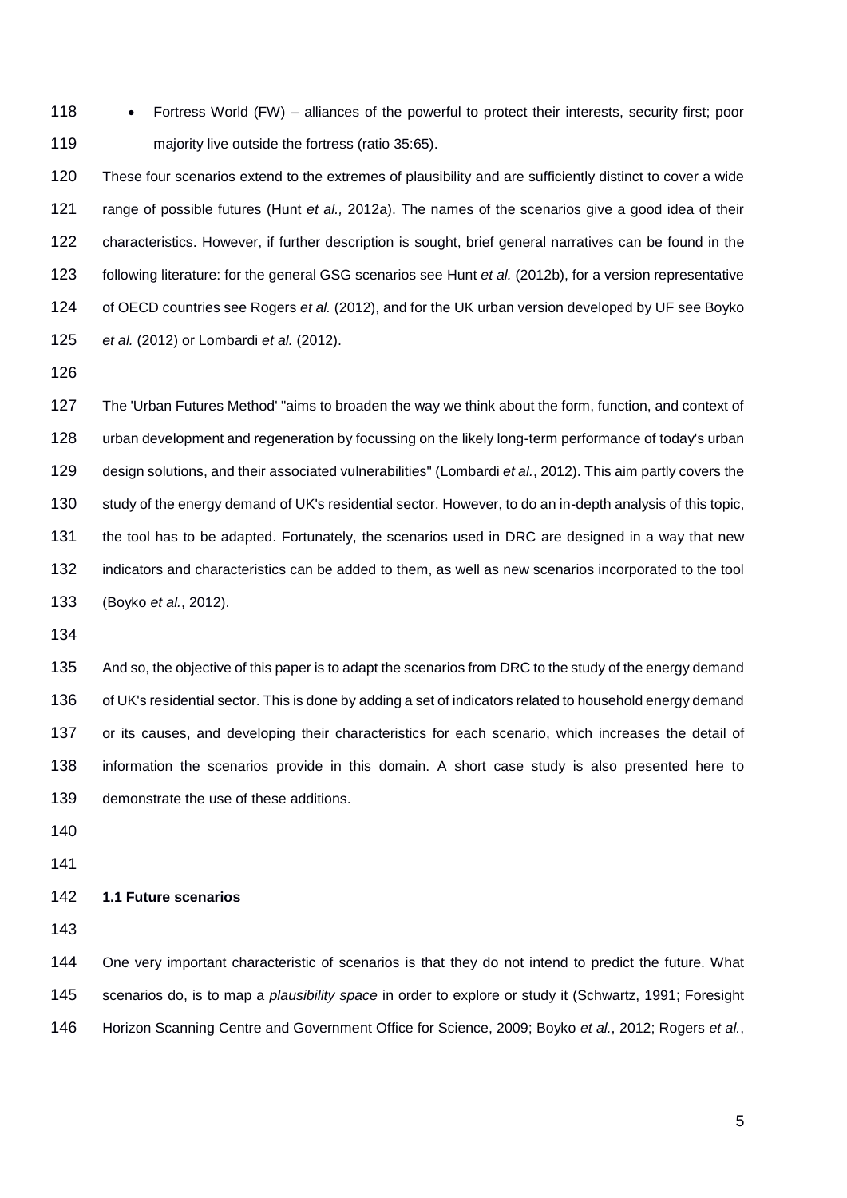- Fortress World (FW) – alliances of the powerful to protect their interests, security first; poor majority live outside the fortress (ratio 35:65).

These four scenarios extend to the extremes of plausibility and are sufficiently distinct to cover a wide range of possible futures (Hunt *et al.,* 2012a). The names of the scenarios give a good idea of their characteristics. However, if further description is sought, brief general narratives can be found in the following literature: for the general GSG scenarios see Hunt *et al.* (2012b), for a version representative of OECD countries see Rogers *et al.* (2012), and for the UK urban version developed by UF see Boyko *et al.* (2012) or Lombardi *et al.* (2012).

The 'Urban Futures Method' "aims to broaden the way we think about the form, function, and context of urban development and regeneration by focussing on the likely long-term performance of today's urban design solutions, and their associated vulnerabilities" (Lombardi *et al.*, 2012). This aim partly covers the study of the energy demand of UK's residential sector. However, to do an in-depth analysis of this topic, the tool has to be adapted. Fortunately, the scenarios used in DRC are designed in a way that new indicators and characteristics can be added to them, as well as new scenarios incorporated to the tool (Boyko *et al.*, 2012).

And so, the objective of this paper is to adapt the scenarios from DRC to the study of the energy demand of UK's residential sector. This is done by adding a set of indicators related to household energy demand or its causes, and developing their characteristics for each scenario, which increases the detail of information the scenarios provide in this domain. A short case study is also presented here to demonstrate the use of these additions.

### 1.1 Future scenarios

One very important characteristic of scenarios is that they do not intend to predict the future. What scenarios do, is to map a *plausibility space* in order to explore or study it (Schwartz, 1991; Foresight Horizon Scanning Centre and Government Office for Science, 2009; Boyko *et al.*, 2012; Rogers *et al.*,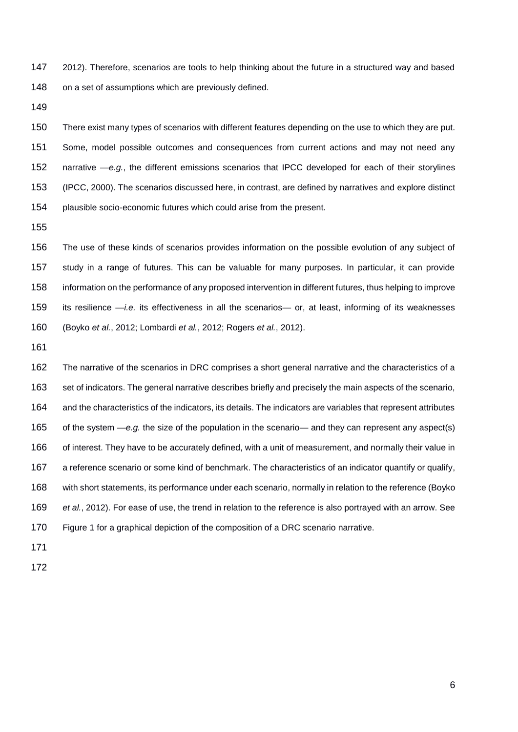2012). Therefore, scenarios are tools to help thinking about the future in a structured way and based on a set of assumptions which are previously defined.

There exist many types of scenarios with different features depending on the use to which they are put. Some, model possible outcomes and consequences from current actions and may not need any narrative —*e.g.*, the different emissions scenarios that IPCC developed for each of their storylines (IPCC, 2000). The scenarios discussed here, in contrast, are defined by narratives and explore distinct plausible socio-economic futures which could arise from the present.

The use of these kinds of scenarios provides information on the possible evolution of any subject of study in a range of futures. This can be valuable for many purposes. In particular, it can provide information on the performance of any proposed intervention in different futures, thus helping to improve its resilience —*i.e.* its effectiveness in all the scenarios— or, at least, informing of its weaknesses (Boyko *et al.*, 2012; Lombardi *et al.*, 2012; Rogers *et al.*, 2012).

The narrative of the scenarios in DRC comprises a short general narrative and the characteristics of a set of indicators. The general narrative describes briefly and precisely the main aspects of the scenario, and the characteristics of the indicators, its details. The indicators are variables that represent attributes of the system —*e.g.* the size of the population in the scenario— and they can represent any aspect(s) of interest. They have to be accurately defined, with a unit of measurement, and normally their value in a reference scenario or some kind of benchmark. The characteristics of an indicator quantify or qualify, with short statements, its performance under each scenario, normally in relation to the reference (Boyko *et al.*, 2012). For ease of use, the trend in relation to the reference is also portrayed with an arrow. See Figure 1 for a graphical depiction of the composition of a DRC scenario narrative.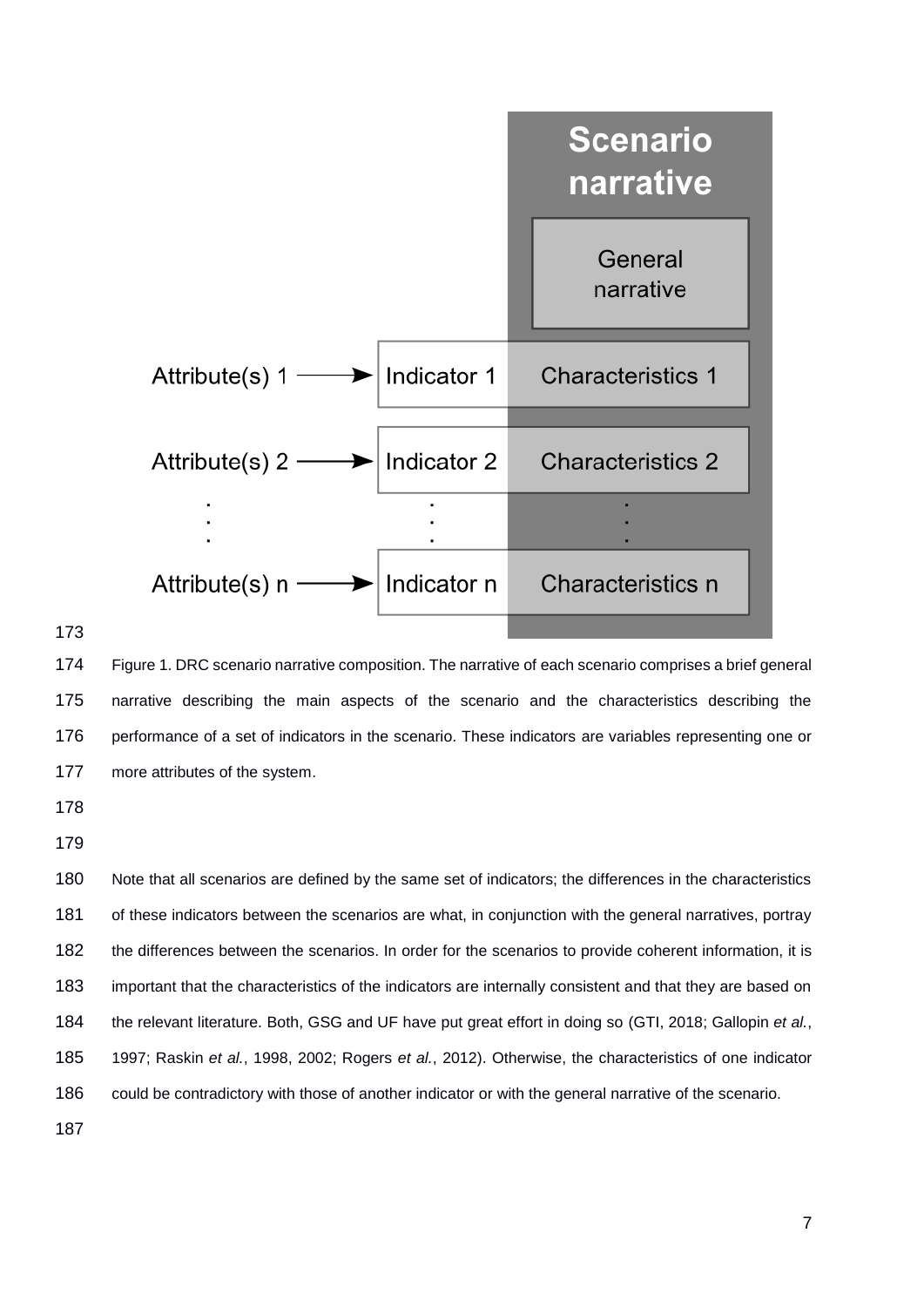Figure 1. DRC scenario narrative composition. The narrative of each scenario comprises a brief general narrative describing the main aspects of the scenario and the characteristics describing the performance of a set of indicators in the scenario. These indicators are variables representing one or more attributes of the system.

Note that all scenarios are defined by the same set of indicators; the differences in the characteristics of these indicators between the scenarios are what, in conjunction with the general narratives, portray the differences between the scenarios. In order for the scenarios to provide coherent information, it is important that the characteristics of the indicators are internally consistent and that they are based on the relevant literature. Both, GSG and UF have put great effort in doing so (GTI, 2018; Gallopin *et al.*, 1997; Raskin *et al.*, 1998, 2002; Rogers *et al.*, 2012). Otherwise, the characteristics of one indicator could be contradictory with those of another indicator or with the general narrative of the scenario.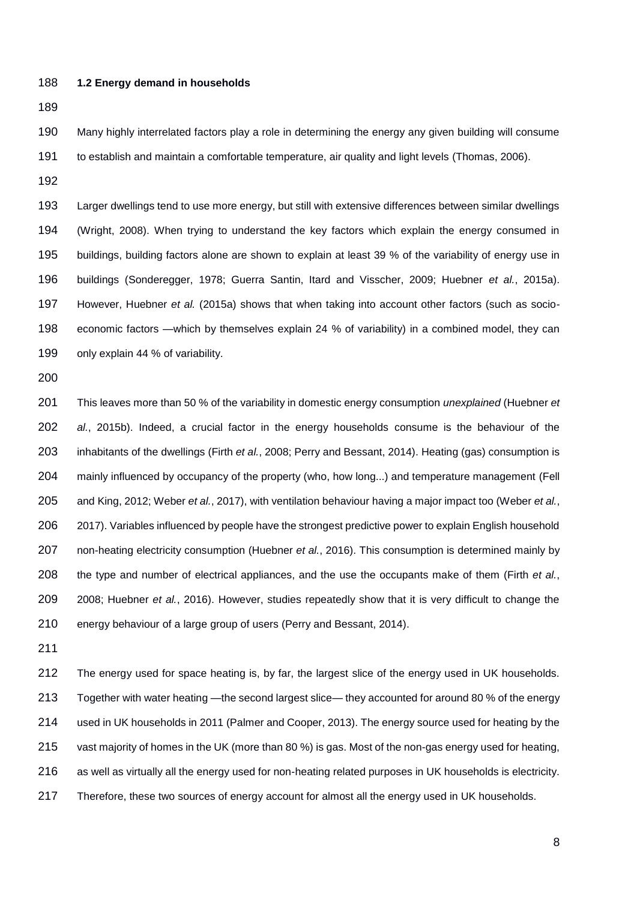### 1.2 Energy demand in households

Many highly interrelated factors play a role in determining the energy any given building will consume to establish and maintain a comfortable temperature, air quality and light levels (Thomas, 2006).

Larger dwellings tend to use more energy, but still with extensive differences between similar dwellings (Wright, 2008). When trying to understand the key factors which explain the energy consumed in buildings, building factors alone are shown to explain at least 39 % of the variability of energy use in buildings (Sonderegger, 1978; Guerra Santin, Itard and Visscher, 2009; Huebner *et al.*, 2015a). However, Huebner *et al.* (2015a) shows that when taking into account other factors (such as socio-economic factors —which by themselves explain 24 % of variability) in a combined model, they can only explain 44 % of variability.

This leaves more than 50 % of the variability in domestic energy consumption *unexplained* (Huebner *et al.*, 2015b). Indeed, a crucial factor in the energy households consume is the behaviour of the inhabitants of the dwellings (Firth *et al.*, 2008; Perry and Bessant, 2014). Heating (gas) consumption is mainly influenced by occupancy of the property (who, how long...) and temperature management (Fell and King, 2012; Weber *et al.*, 2017), with ventilation behaviour having a major impact too (Weber *et al.*, 2017). Variables influenced by people have the strongest predictive power to explain English household non-heating electricity consumption (Huebner *et al.*, 2016). This consumption is determined mainly by the type and number of electrical appliances, and the use the occupants make of them (Firth *et al.*, 2008; Huebner *et al.*, 2016). However, studies repeatedly show that it is very difficult to change the energy behaviour of a large group of users (Perry and Bessant, 2014).

The energy used for space heating is, by far, the largest slice of the energy used in UK households. Together with water heating —the second largest slice— they accounted for around 80 % of the energy used in UK households in 2011 (Palmer and Cooper, 2013). The energy source used for heating by the vast majority of homes in the UK (more than 80 %) is gas. Most of the non-gas energy used for heating, as well as virtually all the energy used for non-heating related purposes in UK households is electricity. Therefore, these two sources of energy account for almost all the energy used in UK households.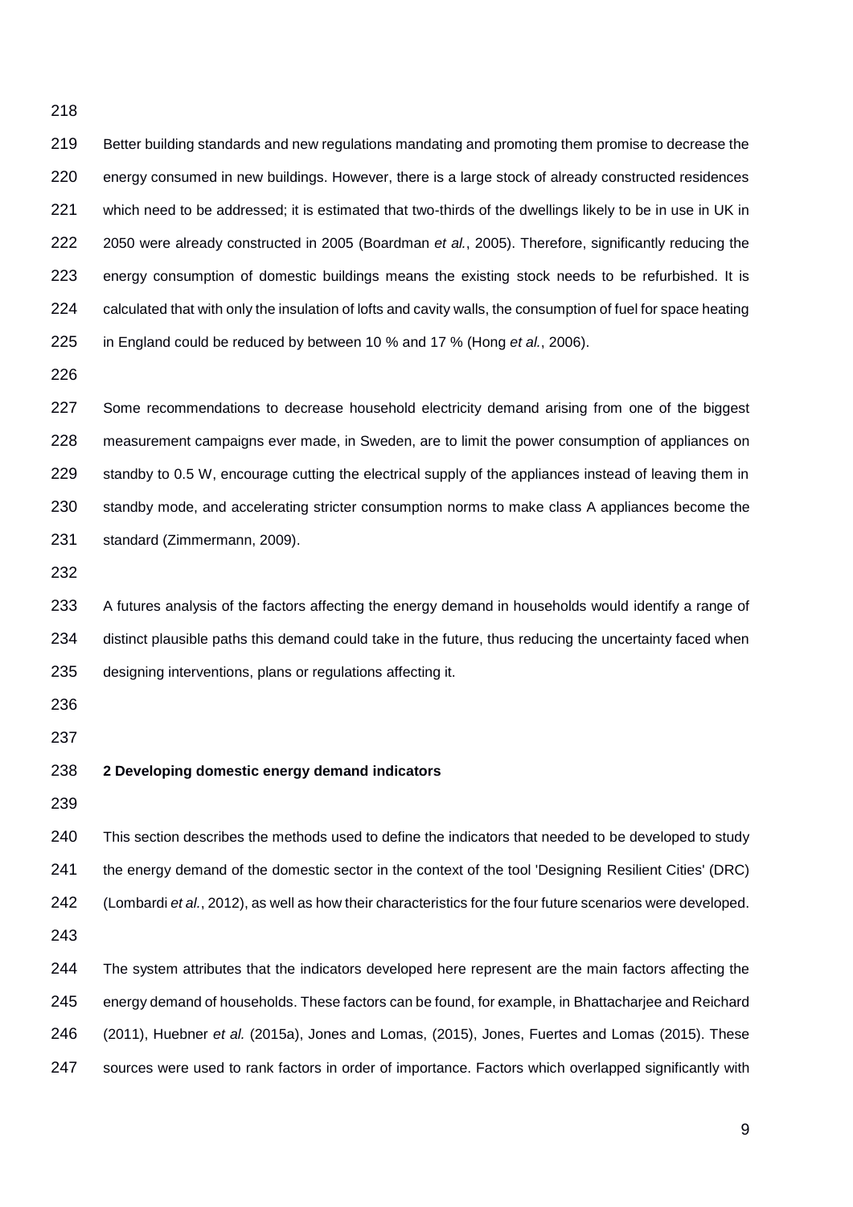Better building standards and new regulations mandating and promoting them promise to decrease the energy consumed in new buildings. However, there is a large stock of already constructed residences which need to be addressed; it is estimated that two-thirds of the dwellings likely to be in use in UK in 2050 were already constructed in 2005 (Boardman *et al.*, 2005). Therefore, significantly reducing the energy consumption of domestic buildings means the existing stock needs to be refurbished. It is calculated that with only the insulation of lofts and cavity walls, the consumption of fuel for space heating in England could be reduced by between 10 % and 17 % (Hong *et al.*, 2006).

Some recommendations to decrease household electricity demand arising from one of the biggest measurement campaigns ever made, in Sweden, are to limit the power consumption of appliances on standby to 0.5 W, encourage cutting the electrical supply of the appliances instead of leaving them in standby mode, and accelerating stricter consumption norms to make class A appliances become the standard (Zimmermann, 2009).

A futures analysis of the factors affecting the energy demand in households would identify a range of distinct plausible paths this demand could take in the future, thus reducing the uncertainty faced when designing interventions, plans or regulations affecting it.

## 2 Developing domestic energy demand indicators

This section describes the methods used to define the indicators that needed to be developed to study the energy demand of the domestic sector in the context of the tool 'Designing Resilient Cities' (DRC) (Lombardi *et al.*, 2012), as well as how their characteristics for the four future scenarios were developed.

The system attributes that the indicators developed here represent are the main factors affecting the energy demand of households. These factors can be found, for example, in Bhattacharjee and Reichard (2011), Huebner *et al.* (2015a), Jones and Lomas, (2015), Jones, Fuertes and Lomas (2015). These sources were used to rank factors in order of importance. Factors which overlapped significantly with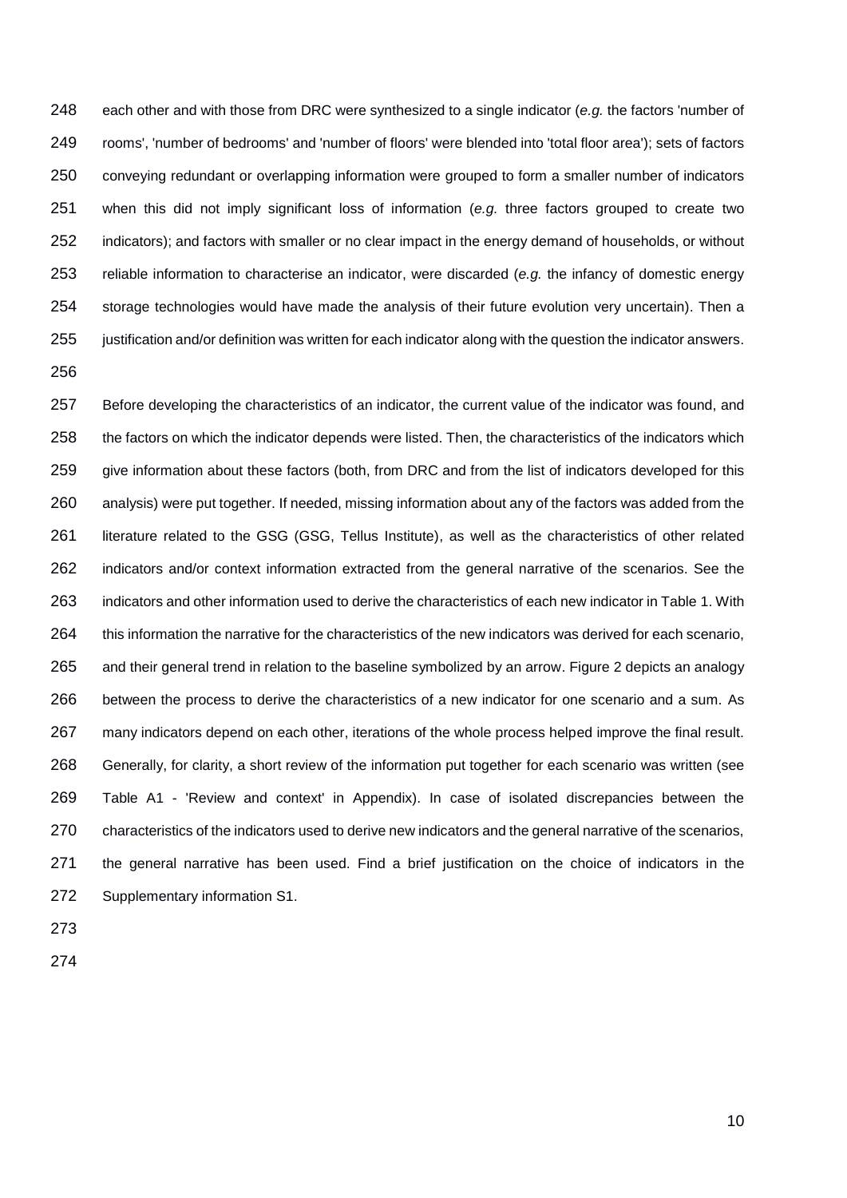each other and with those from DRC were synthesized to a single indicator (*e.g.* the factors 'number of rooms', 'number of bedrooms' and 'number of floors' were blended into 'total floor area'); sets of factors conveying redundant or overlapping information were grouped to form a smaller number of indicators when this did not imply significant loss of information (*e.g.* three factors grouped to create two indicators); and factors with smaller or no clear impact in the energy demand of households, or without reliable information to characterise an indicator, were discarded (*e.g.* the infancy of domestic energy storage technologies would have made the analysis of their future evolution very uncertain). Then a justification and/or definition was written for each indicator along with the question the indicator answers.

Before developing the characteristics of an indicator, the current value of the indicator was found, and the factors on which the indicator depends were listed. Then, the characteristics of the indicators which give information about these factors (both, from DRC and from the list of indicators developed for this analysis) were put together. If needed, missing information about any of the factors was added from the literature related to the GSG (GSG, Tellus Institute), as well as the characteristics of other related indicators and/or context information extracted from the general narrative of the scenarios. See the indicators and other information used to derive the characteristics of each new indicator in Table 1. With this information the narrative for the characteristics of the new indicators was derived for each scenario, and their general trend in relation to the baseline symbolized by an arrow. Figure 2 depicts an analogy between the process to derive the characteristics of a new indicator for one scenario and a sum. As many indicators depend on each other, iterations of the whole process helped improve the final result. Generally, for clarity, a short review of the information put together for each scenario was written (see Table A1 - 'Review and context' in Appendix). In case of isolated discrepancies between the characteristics of the indicators used to derive new indicators and the general narrative of the scenarios, the general narrative has been used. Find a brief justification on the choice of indicators in the Supplementary information S1.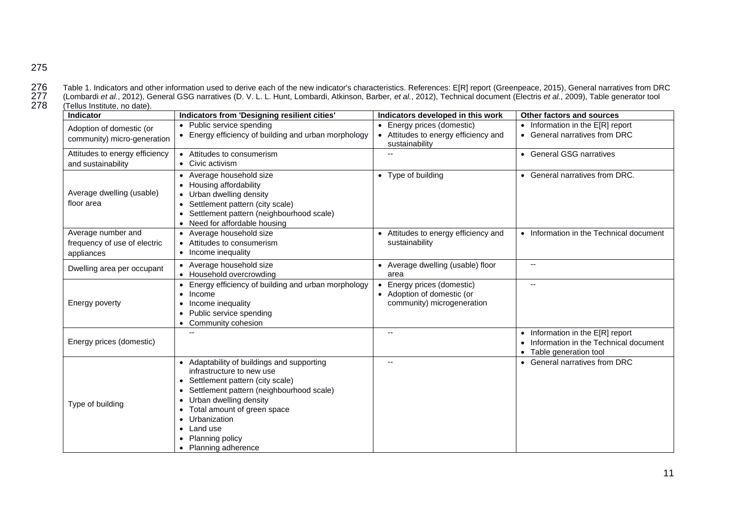Table 1. Indicators and other information used to derive each of the new indicator's characteristics. References: E[R] report (Greenpeace, 2015), General narratives from DRC (Lombardi *et al.*, 2012), General GSG narratives (D. V. L. L. Hunt, Lombardi, Atkinson, Barber, *et al.*, 2012), Technical document (Electris *et al.*, 2009), Table generator tool (Tellus Institute, no date).

| Indicator | Indicators from 'Designing resilient cities' | Indicators developed in this work | Other factors and sources |
|---|---|---|---|
| Adoption of domestic (or community) micro-generation | • Public service spending<br>• Energy efficiency of building and urban morphology | • Energy prices (domestic)<br>• Attitudes to energy efficiency and sustainability | • Information in the E[R] report<br>• General narratives from DRC |
| Attitudes to energy efficiency and sustainability | • Attitudes to consumerism<br>• Civic activism | -- | • General GSG narratives |
| Average dwelling (usable) floor area | • Average household size<br>• Housing affordability<br>• Urban dwelling density<br>• Settlement pattern (city scale)<br>• Settlement pattern (neighbourhood scale)<br>• Need for affordable housing | • Type of building | • General narratives from DRC. |
| Average number and frequency of use of electric appliances | • Average household size<br>• Attitudes to consumerism<br>• Income inequality | • Attitudes to energy efficiency and sustainability | • Information in the Technical document |
| Dwelling area per occupant | • Average household size<br>• Household overcrowding | • Average dwelling (usable) floor area | -- |
| Energy poverty | • Energy efficiency of building and urban morphology<br>• Income<br>• Income inequality<br>• Public service spending<br>• Community cohesion | • Energy prices (domestic)<br>• Adoption of domestic (or community) microgeneration | -- |
| Energy prices (domestic) | -- | -- | • Information in the E[R] report<br>• Information in the Technical document<br>• Table generation tool |
| Type of building | • Adaptability of buildings and supporting infrastructure to new use<br>• Settlement pattern (city scale)<br>• Settlement pattern (neighbourhood scale)<br>• Urban dwelling density<br>• Total amount of green space<br>• Urbanization<br>• Land use<br>• Planning policy<br>• Planning adherence | -- | • General narratives from DRC |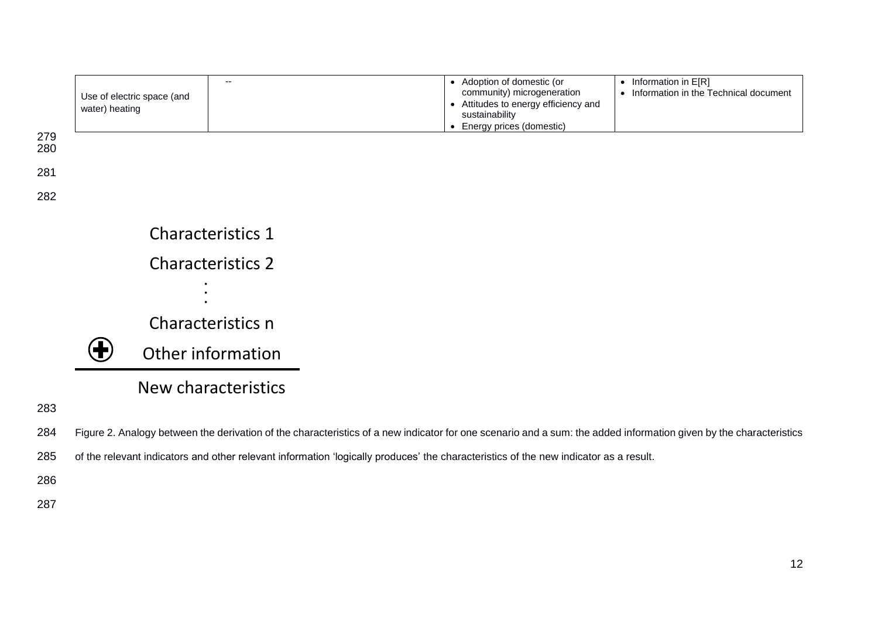| Use of electric space (and water) heating | -- | • Adoption of domestic (or community) microgeneration<br>• Attitudes to energy efficiency and sustainability<br>• Energy prices (domestic) | • Information in E[R]<br>• Information in the Technical document |
|---|---|---|---|

Characteristics 1

Characteristics 2

⋮

Characteristics n

⊕ Other information

---

New characteristics

Figure 2. Analogy between the derivation of the characteristics of a new indicator for one scenario and a sum: the added information given by the characteristics of the relevant indicators and other relevant information 'logically produces' the characteristics of the new indicator as a result.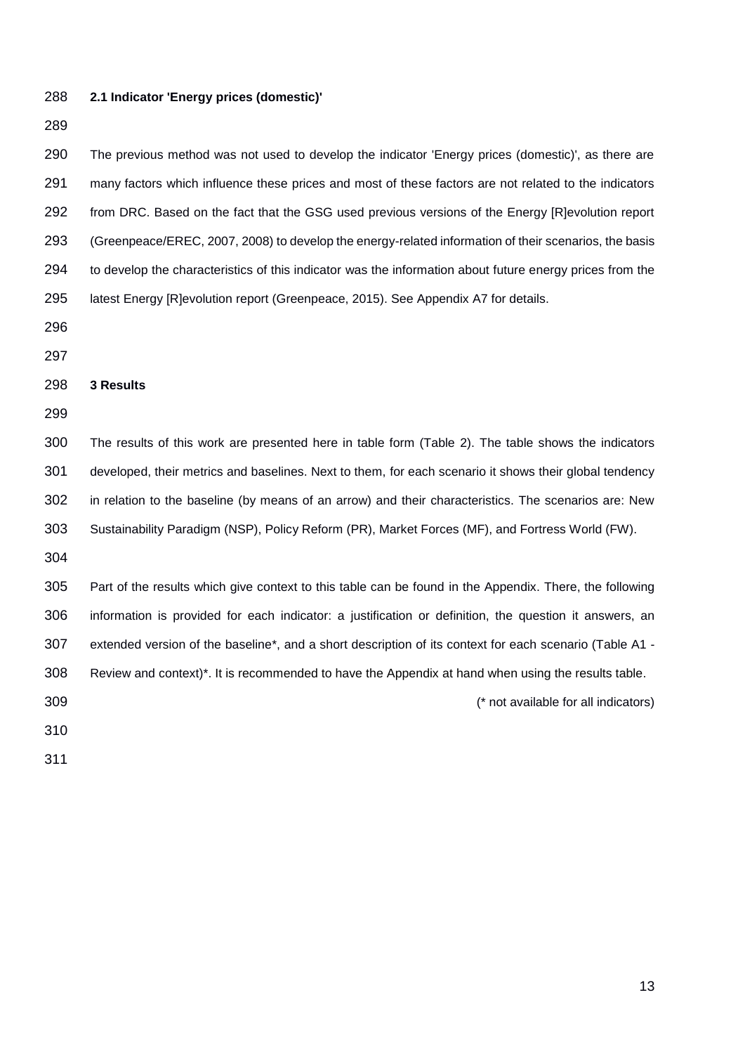### 2.1 Indicator 'Energy prices (domestic)'

The previous method was not used to develop the indicator 'Energy prices (domestic)', as there are many factors which influence these prices and most of these factors are not related to the indicators from DRC. Based on the fact that the GSG used previous versions of the Energy [R]evolution report (Greenpeace/EREC, 2007, 2008) to develop the energy-related information of their scenarios, the basis to develop the characteristics of this indicator was the information about future energy prices from the latest Energy [R]evolution report (Greenpeace, 2015). See Appendix A7 for details.

## 3 Results

The results of this work are presented here in table form (Table 2). The table shows the indicators developed, their metrics and baselines. Next to them, for each scenario it shows their global tendency in relation to the baseline (by means of an arrow) and their characteristics. The scenarios are: New Sustainability Paradigm (NSP), Policy Reform (PR), Market Forces (MF), and Fortress World (FW).

Part of the results which give context to this table can be found in the Appendix. There, the following information is provided for each indicator: a justification or definition, the question it answers, an extended version of the baseline*, and a short description of its context for each scenario (Table A1 - Review and context)*. It is recommended to have the Appendix at hand when using the results table.

(* not available for all indicators)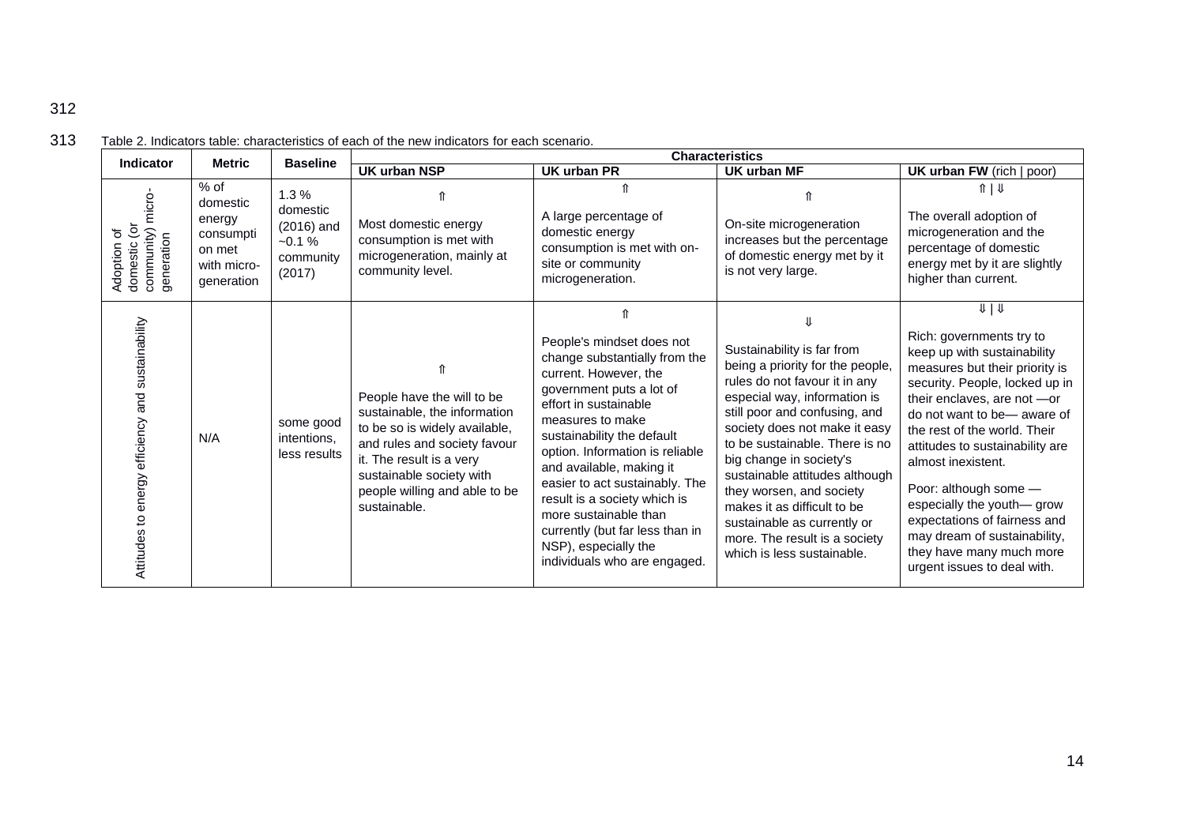Table 2. Indicators table: characteristics of each of the new indicators for each scenario.

| Indicator | Metric | Baseline | Characteristics | | | |
|---|---|---|---|---|---|---|
| | | | UK urban NSP | UK urban PR | UK urban MF | UK urban FW (rich \| poor) |
| Adoption of domestic (or community) micro-generation | % of domestic energy consumption met with micro-generation | 1.3 % domestic (2016) and ~0.1 % community (2017) | ⇑ Most domestic energy consumption is met with microgeneration, mainly at community level. | ⇑ A large percentage of domestic energy consumption is met with on-site or community microgeneration. | ⇑ On-site microgeneration increases but the percentage of domestic energy met by it is not very large. | ⇑ \| ⇓ The overall adoption of microgeneration and the percentage of domestic energy met by it are slightly higher than current. |
| Attitudes to energy efficiency and sustainability | N/A | some good intentions, less results | ⇑ People have the will to be sustainable, the information to be so is widely available, and rules and society favour it. The result is a very sustainable society with people willing and able to be sustainable. | ⇑ People's mindset does not change substantially from the current. However, the government puts a lot of effort in sustainable measures to make sustainability the default option. Information is reliable and available, making it easier to act sustainably. The result is a society which is more sustainable than currently (but far less than in NSP), especially the individuals who are engaged. | ⇓ Sustainability is far from being a priority for the people, rules do not favour it in any especial way, information is still poor and confusing, and society does not make it easy to be sustainable. There is no big change in society's sustainable attitudes although they worsen, and society makes it as difficult to be sustainable as currently or more. The result is a society which is less sustainable. | ⇓ \| ⇓ Rich: governments try to keep up with sustainability measures but their priority is security. People, locked up in their enclaves, are not —or do not want to be— aware of the rest of the world. Their attitudes to sustainability are almost inexistent. Poor: although some —especially the youth— grow expectations of fairness and may dream of sustainability, they have many much more urgent issues to deal with. |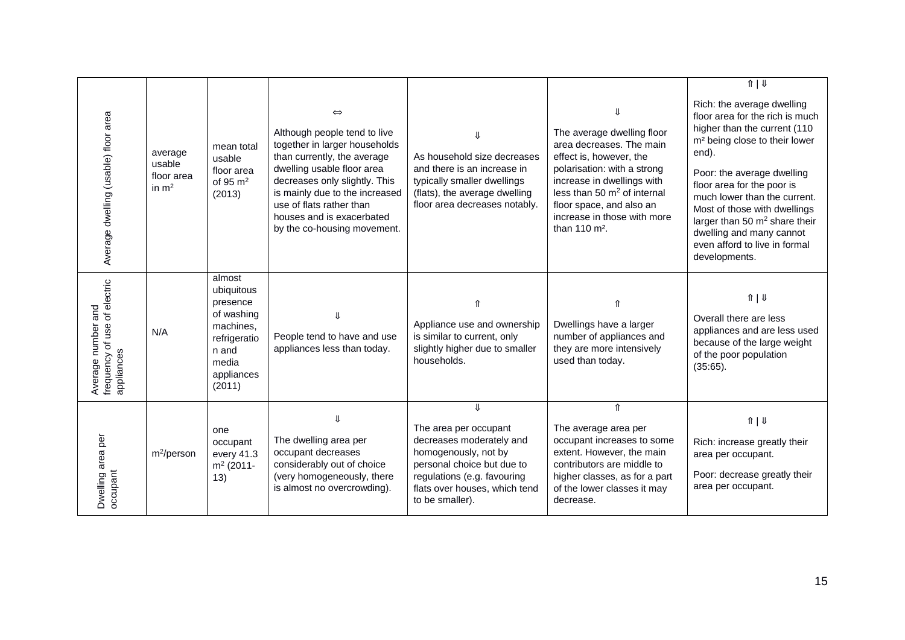| Average dwelling (usable) floor area | average usable floor area in $m^2$ | mean total usable floor area of 95 $m^2$ (2013) | ⇔ Although people tend to live together in larger households than currently, the average dwelling usable floor area decreases only slightly. This is mainly due to the increased use of flats rather than houses and is exacerbated by the co-housing movement. | ⇓ As household size decreases and there is an increase in typically smaller dwellings (flats), the average dwelling floor area decreases notably. | ⇓ The average dwelling floor area decreases. The main effect is, however, the polarisation: with a strong increase in dwellings with less than 50 $m^2$ of internal floor space, and also an increase in those with more than 110 m². | ⇑ \| ⇓ Rich: the average dwelling floor area for the rich is much higher than the current (110 m² being close to their lower end). Poor: the average dwelling floor area for the poor is much lower than the current. Most of those with dwellings larger than 50 $m^2$ share their dwelling and many cannot even afford to live in formal developments. |
|---|---|---|---|---|---|---|
| Average number and frequency of use of electric appliances | N/A | almost ubiquitous presence of washing machines, refrigeration and media appliances (2011) | ⇓ People tend to have and use appliances less than today. | ⇑ Appliance use and ownership is similar to current, only slightly higher due to smaller households. | ⇑ Dwellings have a larger number of appliances and they are more intensively used than today. | ⇑ \| ⇓ Overall there are less appliances and are less used because of the large weight of the poor population (35:65). |
| Dwelling area per occupant | $m^2$/person | one occupant every 41.3 $m^2$ (2011-13) | ⇓ The dwelling area per occupant decreases considerably out of choice (very homogeneously, there is almost no overcrowding). | ⇓ The area per occupant decreases moderately and homogenously, not by personal choice but due to regulations (e.g. favouring flats over houses, which tend to be smaller). | ⇑ The average area per occupant increases to some extent. However, the main contributors are middle to higher classes, as for a part of the lower classes it may decrease. | ⇑ \| ⇓ Rich: increase greatly their area per occupant. Poor: decrease greatly their area per occupant. |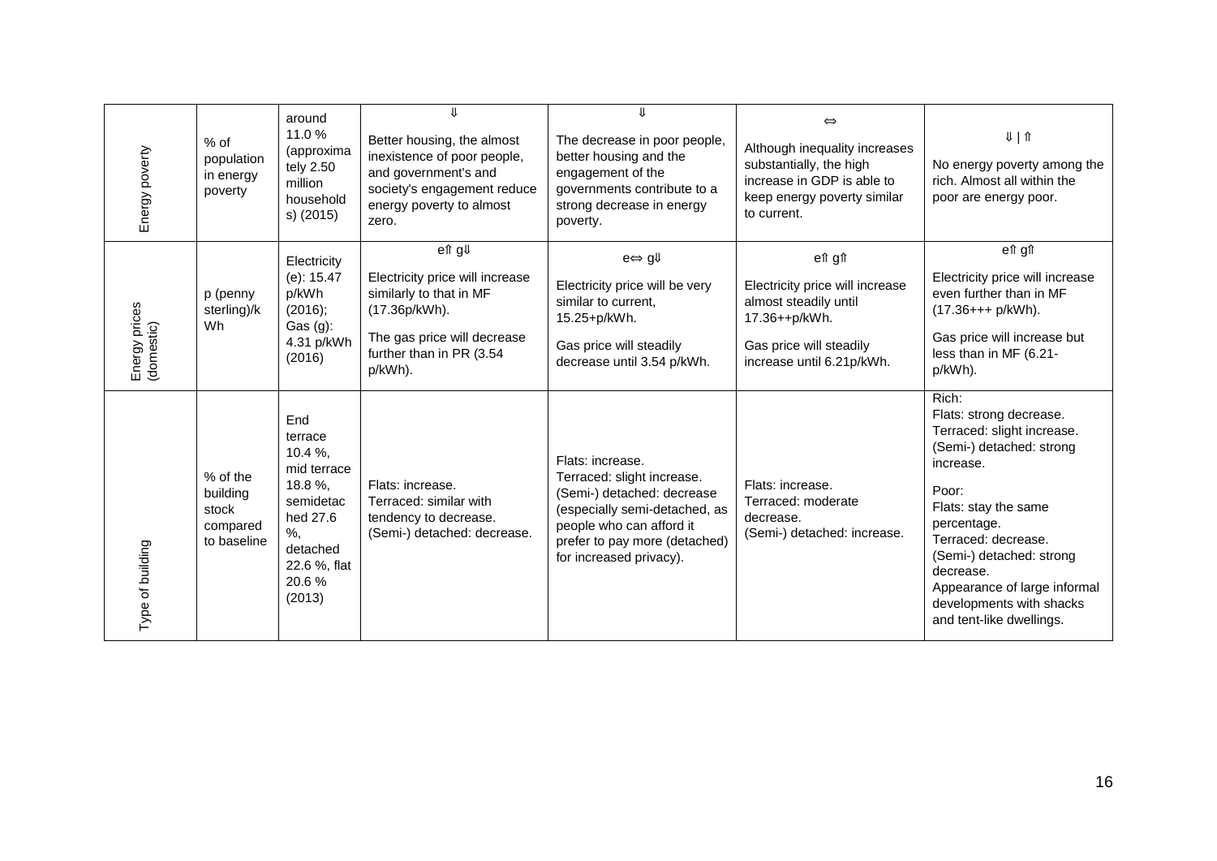| Energy poverty | % of population in energy poverty | around 11.0 % (approximately 2.50 million households) (2015) | ⇓<br><br>Better housing, the almost inexistence of poor people, and government's and society's engagement reduce energy poverty to almost zero. | ⇓<br><br>The decrease in poor people, better housing and the engagement of the governments contribute to a strong decrease in energy poverty. | ⇔<br><br>Although inequality increases substantially, the high increase in GDP is able to keep energy poverty similar to current. | ⇓ \| ⇑<br><br>No energy poverty among the rich. Almost all within the poor are energy poor. |
|---|---|---|---|---|---|---|
| Energy prices (domestic) | p (penny sterling)/kWh | Electricity (e): 15.47 p/kWh (2016); Gas (g): 4.31 p/kWh (2016) | e⇑ g⇓<br><br>Electricity price will increase similarly to that in MF (17.36p/kWh).<br><br>The gas price will decrease further than in PR (3.54 p/kWh). | e⇔ g⇓<br><br>Electricity price will be very similar to current, 15.25+p/kWh.<br><br>Gas price will steadily decrease until 3.54 p/kWh. | e⇑ g⇑<br><br>Electricity price will increase almost steadily until 17.36++p/kWh.<br><br>Gas price will steadily increase until 6.21p/kWh. | e⇑ g⇑<br><br>Electricity price will increase even further than in MF (17.36+++ p/kWh).<br><br>Gas price will increase but less than in MF (6.21- p/kWh). |
| Type of building | % of the building stock compared to baseline | End terrace 10.4 %, mid terrace 18.8 %, semidetached 27.6 %, detached 22.6 %, flat 20.6 % (2013) | Flats: increase.<br>Terraced: similar with tendency to decrease.<br>(Semi-) detached: decrease. | Flats: increase.<br>Terraced: slight increase.<br>(Semi-) detached: decrease (especially semi-detached, as people who can afford it prefer to pay more (detached) for increased privacy). | Flats: increase.<br>Terraced: moderate decrease.<br>(Semi-) detached: increase. | Rich:<br>Flats: strong decrease.<br>Terraced: slight increase.<br>(Semi-) detached: strong increase.<br><br>Poor:<br>Flats: stay the same percentage.<br>Terraced: decrease.<br>(Semi-) detached: strong decrease.<br>Appearance of large informal developments with shacks and tent-like dwellings. |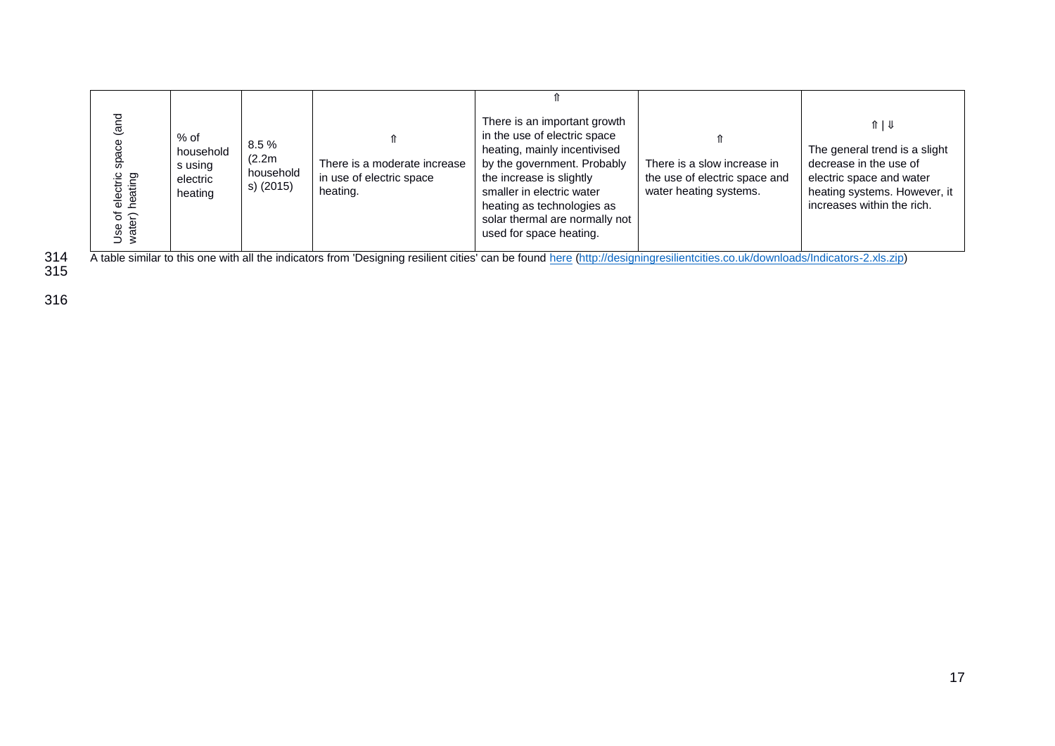| Use of electric space (and water) heating | % of households using electric heating | 8.5 % (2.2m households) (2015) | ⇑ There is a moderate increase in use of electric space heating. | ⇑ There is an important growth in the use of electric space heating, mainly incentivised by the government. Probably the increase is slightly smaller in electric water heating as technologies as solar thermal are normally not used for space heating. | ⇑ There is a slow increase in the use of electric space and water heating systems. | ⇑ \| ⇓ The general trend is a slight decrease in the use of electric space and water heating systems. However, it increases within the rich. |
|---|---|---|---|---|---|---|

A table similar to this one with all the indicators from 'Designing resilient cities' can be found here (http://designingresilientcities.co.uk/downloads/Indicators-2.xls.zip)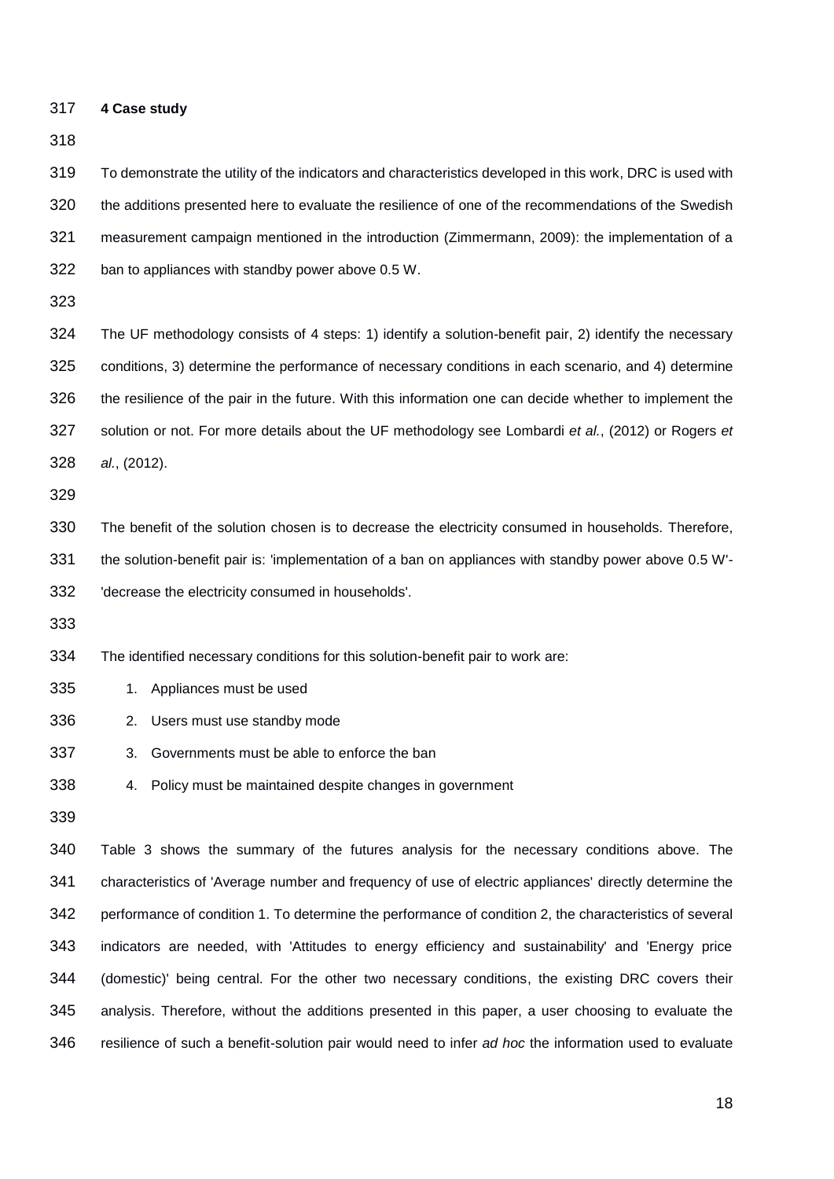## 4 Case study

To demonstrate the utility of the indicators and characteristics developed in this work, DRC is used with the additions presented here to evaluate the resilience of one of the recommendations of the Swedish measurement campaign mentioned in the introduction (Zimmermann, 2009): the implementation of a ban to appliances with standby power above 0.5 W.

The UF methodology consists of 4 steps: 1) identify a solution-benefit pair, 2) identify the necessary conditions, 3) determine the performance of necessary conditions in each scenario, and 4) determine the resilience of the pair in the future. With this information one can decide whether to implement the solution or not. For more details about the UF methodology see Lombardi *et al.*, (2012) or Rogers *et al.*, (2012).

The benefit of the solution chosen is to decrease the electricity consumed in households. Therefore, the solution-benefit pair is: 'implementation of a ban on appliances with standby power above 0.5 W'-'decrease the electricity consumed in households'.

The identified necessary conditions for this solution-benefit pair to work are:

1. Appliances must be used
2. Users must use standby mode
3. Governments must be able to enforce the ban
4. Policy must be maintained despite changes in government

Table 3 shows the summary of the futures analysis for the necessary conditions above. The characteristics of 'Average number and frequency of use of electric appliances' directly determine the performance of condition 1. To determine the performance of condition 2, the characteristics of several indicators are needed, with 'Attitudes to energy efficiency and sustainability' and 'Energy price (domestic)' being central. For the other two necessary conditions, the existing DRC covers their analysis. Therefore, without the additions presented in this paper, a user choosing to evaluate the resilience of such a benefit-solution pair would need to infer *ad hoc* the information used to evaluate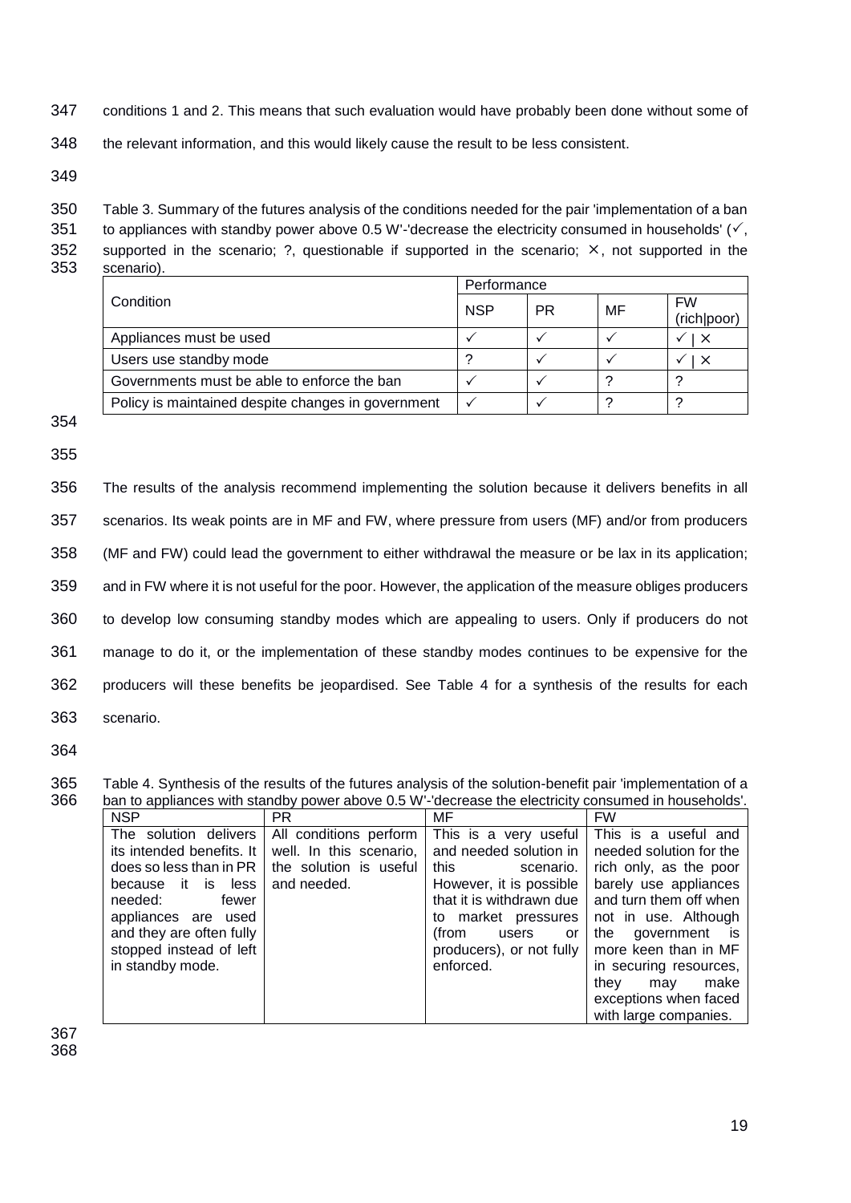conditions 1 and 2. This means that such evaluation would have probably been done without some of the relevant information, and this would likely cause the result to be less consistent.

Table 3. Summary of the futures analysis of the conditions needed for the pair 'implementation of a ban to appliances with standby power above 0.5 W'-'decrease the electricity consumed in households' (✓, supported in the scenario; ?, questionable if supported in the scenario; ✕, not supported in the scenario).

| Condition | Performance | | | |
|---|---|---|---|---|
| | NSP | PR | MF | FW (rich\|poor) |
| Appliances must be used | ✓ | ✓ | ✓ | ✓ \| ✕ |
| Users use standby mode | ? | ✓ | ✓ | ✓ \| ✕ |
| Governments must be able to enforce the ban | ✓ | ✓ | ? | ? |
| Policy is maintained despite changes in government | ✓ | ✓ | ? | ? |

The results of the analysis recommend implementing the solution because it delivers benefits in all scenarios. Its weak points are in MF and FW, where pressure from users (MF) and/or from producers (MF and FW) could lead the government to either withdrawal the measure or be lax in its application; and in FW where it is not useful for the poor. However, the application of the measure obliges producers to develop low consuming standby modes which are appealing to users. Only if producers do not manage to do it, or the implementation of these standby modes continues to be expensive for the producers will these benefits be jeopardised. See Table 4 for a synthesis of the results for each scenario.

Table 4. Synthesis of the results of the futures analysis of the solution-benefit pair 'implementation of a ban to appliances with standby power above 0.5 W'-'decrease the electricity consumed in households'.

| NSP | PR | MF | FW |
|---|---|---|---|
| The solution delivers its intended benefits. It does so less than in PR because it is less needed: fewer appliances are used and they are often fully stopped instead of left in standby mode. | All conditions perform well. In this scenario, the solution is useful and needed. | This is a very useful and needed solution in this scenario. However, it is possible that it is withdrawn due to market pressures (from users or producers), or not fully enforced. | This is a useful and needed solution for the rich only, as the poor barely use appliances and turn them off when not in use. Although the government is more keen than in MF in securing resources, they may make exceptions when faced with large companies. |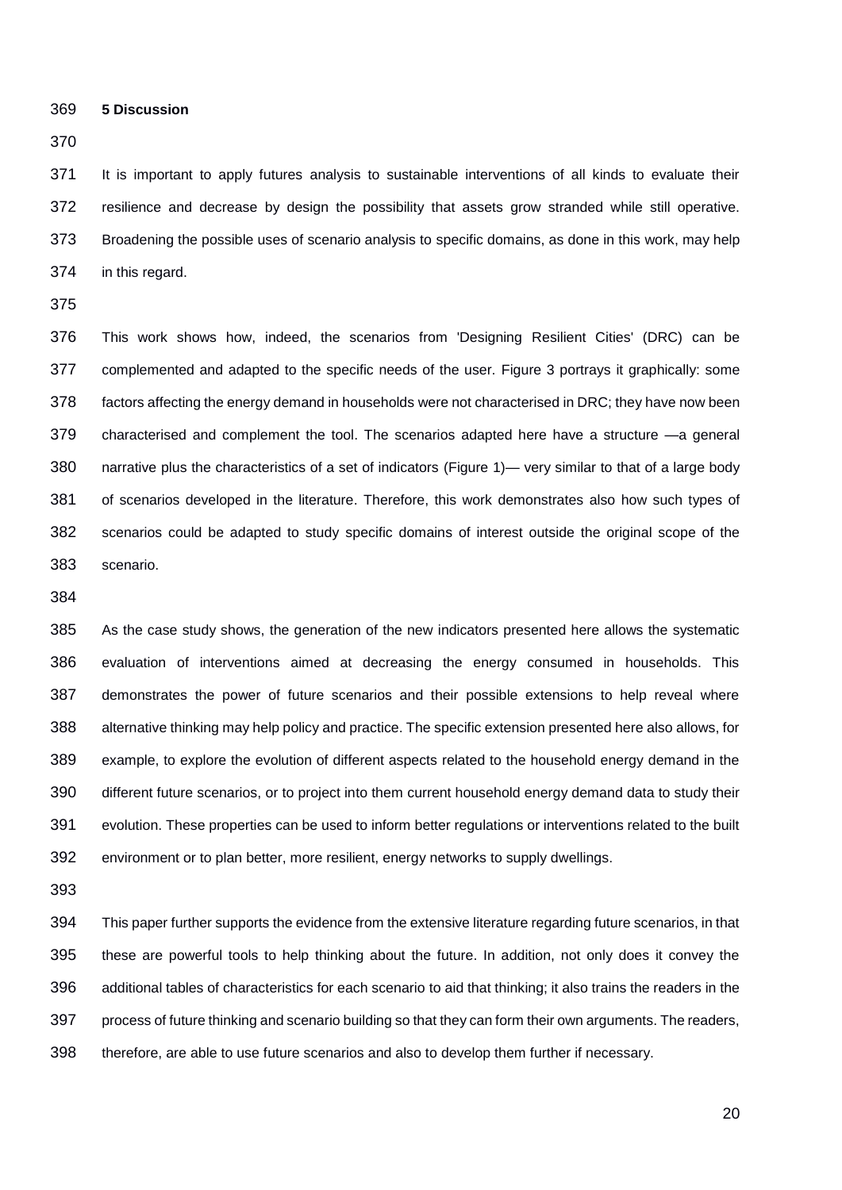## 5 Discussion

It is important to apply futures analysis to sustainable interventions of all kinds to evaluate their resilience and decrease by design the possibility that assets grow stranded while still operative. Broadening the possible uses of scenario analysis to specific domains, as done in this work, may help in this regard.

This work shows how, indeed, the scenarios from 'Designing Resilient Cities' (DRC) can be complemented and adapted to the specific needs of the user. Figure 3 portrays it graphically: some factors affecting the energy demand in households were not characterised in DRC; they have now been characterised and complement the tool. The scenarios adapted here have a structure —a general narrative plus the characteristics of a set of indicators (Figure 1)— very similar to that of a large body of scenarios developed in the literature. Therefore, this work demonstrates also how such types of scenarios could be adapted to study specific domains of interest outside the original scope of the scenario.

As the case study shows, the generation of the new indicators presented here allows the systematic evaluation of interventions aimed at decreasing the energy consumed in households. This demonstrates the power of future scenarios and their possible extensions to help reveal where alternative thinking may help policy and practice. The specific extension presented here also allows, for example, to explore the evolution of different aspects related to the household energy demand in the different future scenarios, or to project into them current household energy demand data to study their evolution. These properties can be used to inform better regulations or interventions related to the built environment or to plan better, more resilient, energy networks to supply dwellings.

This paper further supports the evidence from the extensive literature regarding future scenarios, in that these are powerful tools to help thinking about the future. In addition, not only does it convey the additional tables of characteristics for each scenario to aid that thinking; it also trains the readers in the process of future thinking and scenario building so that they can form their own arguments. The readers, therefore, are able to use future scenarios and also to develop them further if necessary.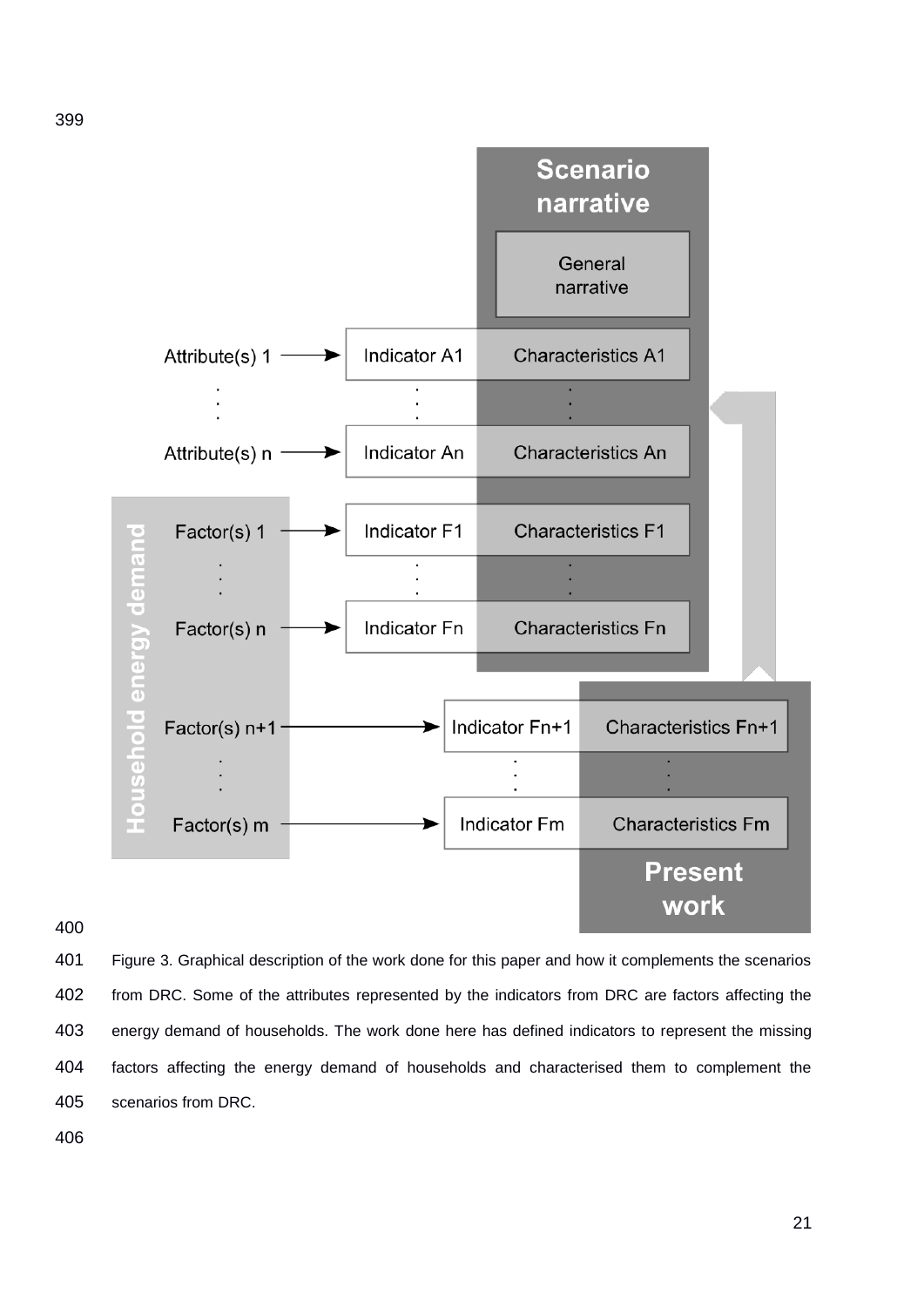Figure 3. Graphical description of the work done for this paper and how it complements the scenarios from DRC. Some of the attributes represented by the indicators from DRC are factors affecting the energy demand of households. The work done here has defined indicators to represent the missing factors affecting the energy demand of households and characterised them to complement the scenarios from DRC.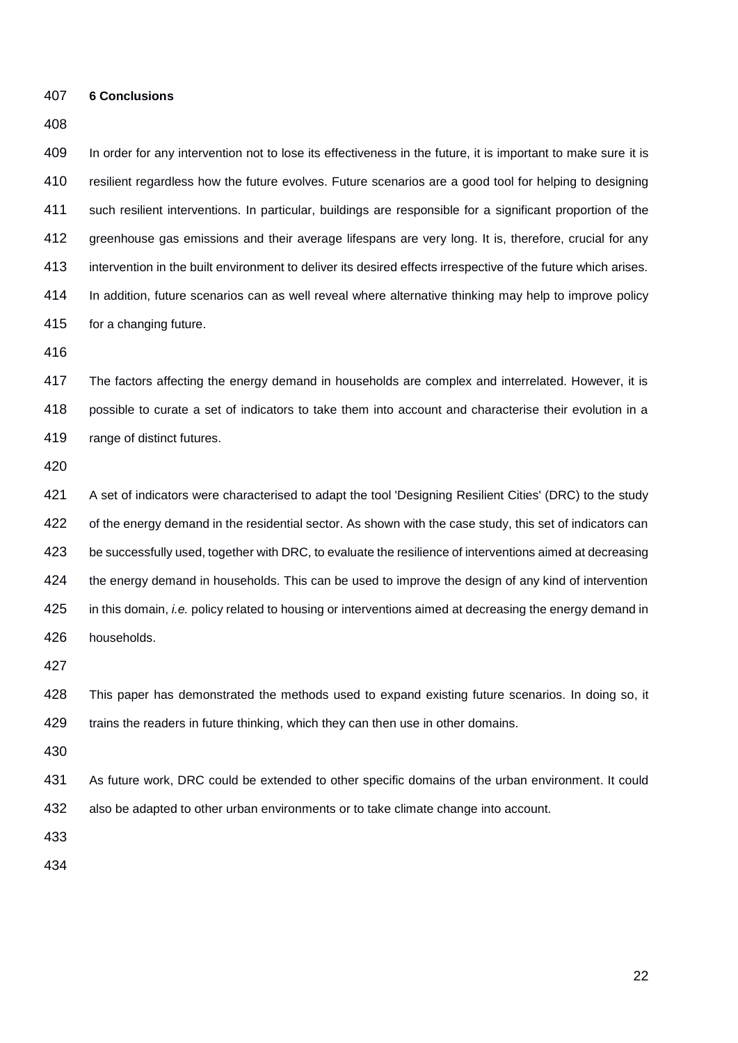## 6 Conclusions

In order for any intervention not to lose its effectiveness in the future, it is important to make sure it is resilient regardless how the future evolves. Future scenarios are a good tool for helping to designing such resilient interventions. In particular, buildings are responsible for a significant proportion of the greenhouse gas emissions and their average lifespans are very long. It is, therefore, crucial for any intervention in the built environment to deliver its desired effects irrespective of the future which arises. In addition, future scenarios can as well reveal where alternative thinking may help to improve policy for a changing future.

The factors affecting the energy demand in households are complex and interrelated. However, it is possible to curate a set of indicators to take them into account and characterise their evolution in a range of distinct futures.

A set of indicators were characterised to adapt the tool 'Designing Resilient Cities' (DRC) to the study of the energy demand in the residential sector. As shown with the case study, this set of indicators can be successfully used, together with DRC, to evaluate the resilience of interventions aimed at decreasing the energy demand in households. This can be used to improve the design of any kind of intervention in this domain, *i.e.* policy related to housing or interventions aimed at decreasing the energy demand in households.

This paper has demonstrated the methods used to expand existing future scenarios. In doing so, it trains the readers in future thinking, which they can then use in other domains.

As future work, DRC could be extended to other specific domains of the urban environment. It could also be adapted to other urban environments or to take climate change into account.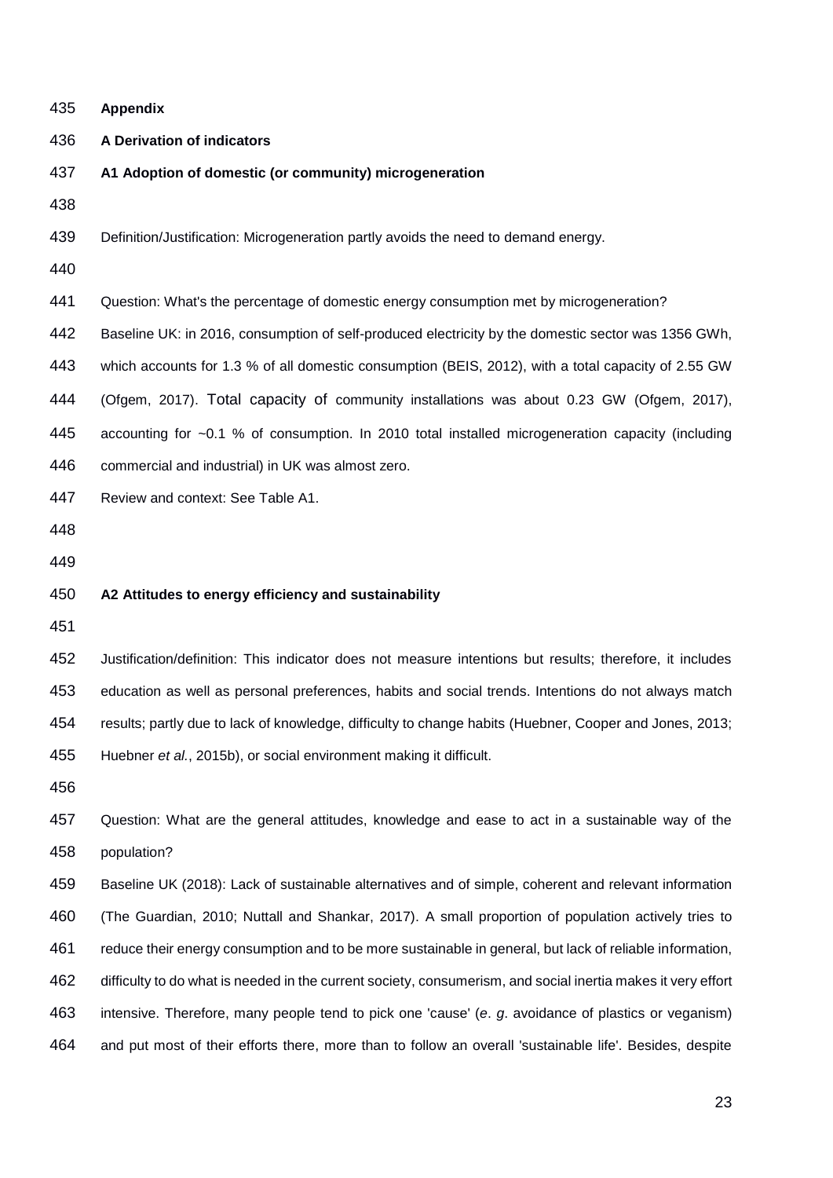## Appendix

### A Derivation of indicators

#### A1 Adoption of domestic (or community) microgeneration

Definition/Justification: Microgeneration partly avoids the need to demand energy.

Question: What's the percentage of domestic energy consumption met by microgeneration?

Baseline UK: in 2016, consumption of self-produced electricity by the domestic sector was 1356 GWh, which accounts for 1.3 % of all domestic consumption (BEIS, 2012), with a total capacity of 2.55 GW (Ofgem, 2017). Total capacity of community installations was about 0.23 GW (Ofgem, 2017), accounting for ~0.1 % of consumption. In 2010 total installed microgeneration capacity (including commercial and industrial) in UK was almost zero.

Review and context: See Table A1.

#### A2 Attitudes to energy efficiency and sustainability

Justification/definition: This indicator does not measure intentions but results; therefore, it includes education as well as personal preferences, habits and social trends. Intentions do not always match results; partly due to lack of knowledge, difficulty to change habits (Huebner, Cooper and Jones, 2013; Huebner *et al.*, 2015b), or social environment making it difficult.

Question: What are the general attitudes, knowledge and ease to act in a sustainable way of the population?

Baseline UK (2018): Lack of sustainable alternatives and of simple, coherent and relevant information (The Guardian, 2010; Nuttall and Shankar, 2017). A small proportion of population actively tries to reduce their energy consumption and to be more sustainable in general, but lack of reliable information, difficulty to do what is needed in the current society, consumerism, and social inertia makes it very effort intensive. Therefore, many people tend to pick one 'cause' (*e. g.* avoidance of plastics or veganism) and put most of their efforts there, more than to follow an overall 'sustainable life'. Besides, despite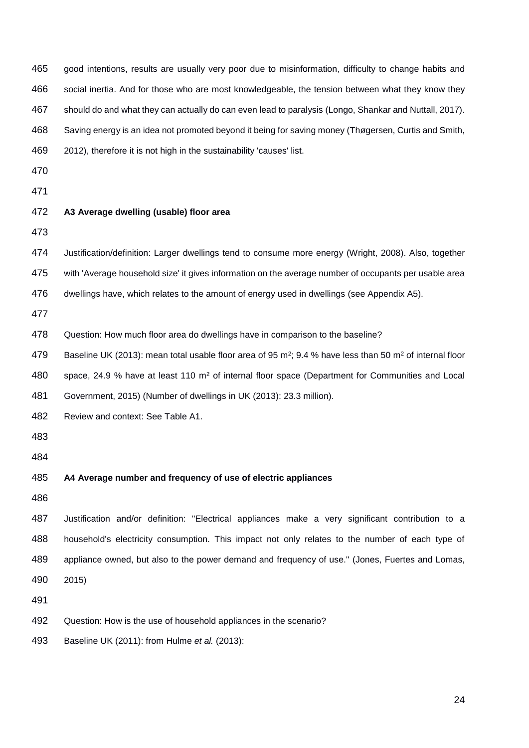good intentions, results are usually very poor due to misinformation, difficulty to change habits and social inertia. And for those who are most knowledgeable, the tension between what they know they should do and what they can actually do can even lead to paralysis (Longo, Shankar and Nuttall, 2017). Saving energy is an idea not promoted beyond it being for saving money (Thøgersen, Curtis and Smith, 2012), therefore it is not high in the sustainability 'causes' list.

**A3 Average dwelling (usable) floor area**

Justification/definition: Larger dwellings tend to consume more energy (Wright, 2008). Also, together with 'Average household size' it gives information on the average number of occupants per usable area dwellings have, which relates to the amount of energy used in dwellings (see Appendix A5).

Question: How much floor area do dwellings have in comparison to the baseline?

Baseline UK (2013): mean total usable floor area of 95 $m^2$; 9.4 % have less than 50 $m^2$ of internal floor space, 24.9 % have at least 110 $m^2$ of internal floor space (Department for Communities and Local Government, 2015) (Number of dwellings in UK (2013): 23.3 million).

Review and context: See Table A1.

**A4 Average number and frequency of use of electric appliances**

Justification and/or definition: "Electrical appliances make a very significant contribution to a household's electricity consumption. This impact not only relates to the number of each type of appliance owned, but also to the power demand and frequency of use." (Jones, Fuertes and Lomas, 2015)

Question: How is the use of household appliances in the scenario?

Baseline UK (2011): from Hulme *et al.* (2013):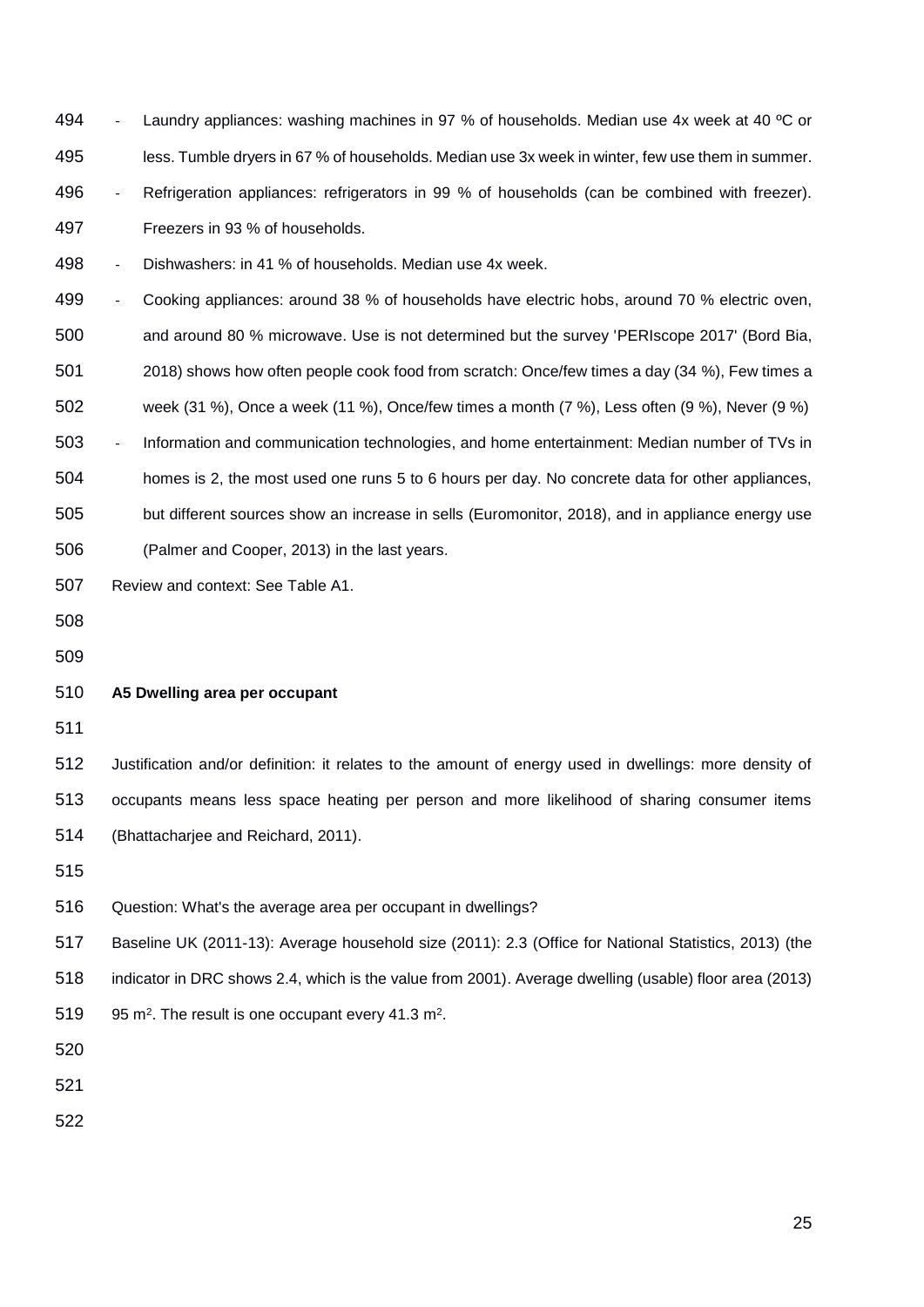- Laundry appliances: washing machines in 97 % of households. Median use 4x week at 40 ºC or less. Tumble dryers in 67 % of households. Median use 3x week in winter, few use them in summer.
- Refrigeration appliances: refrigerators in 99 % of households (can be combined with freezer). Freezers in 93 % of households.
- Dishwashers: in 41 % of households. Median use 4x week.
- Cooking appliances: around 38 % of households have electric hobs, around 70 % electric oven, and around 80 % microwave. Use is not determined but the survey 'PERIscope 2017' (Bord Bia, 2018) shows how often people cook food from scratch: Once/few times a day (34 %), Few times a week (31 %), Once a week (11 %), Once/few times a month (7 %), Less often (9 %), Never (9 %)
- Information and communication technologies, and home entertainment: Median number of TVs in homes is 2, the most used one runs 5 to 6 hours per day. No concrete data for other appliances, but different sources show an increase in sells (Euromonitor, 2018), and in appliance energy use (Palmer and Cooper, 2013) in the last years.

Review and context: See Table A1.

**A5 Dwelling area per occupant**

Justification and/or definition: it relates to the amount of energy used in dwellings: more density of occupants means less space heating per person and more likelihood of sharing consumer items (Bhattacharjee and Reichard, 2011).

Question: What's the average area per occupant in dwellings?

Baseline UK (2011-13): Average household size (2011): 2.3 (Office for National Statistics, 2013) (the indicator in DRC shows 2.4, which is the value from 2001). Average dwelling (usable) floor area (2013) 95 $m^2$. The result is one occupant every 41.3 $m^2$.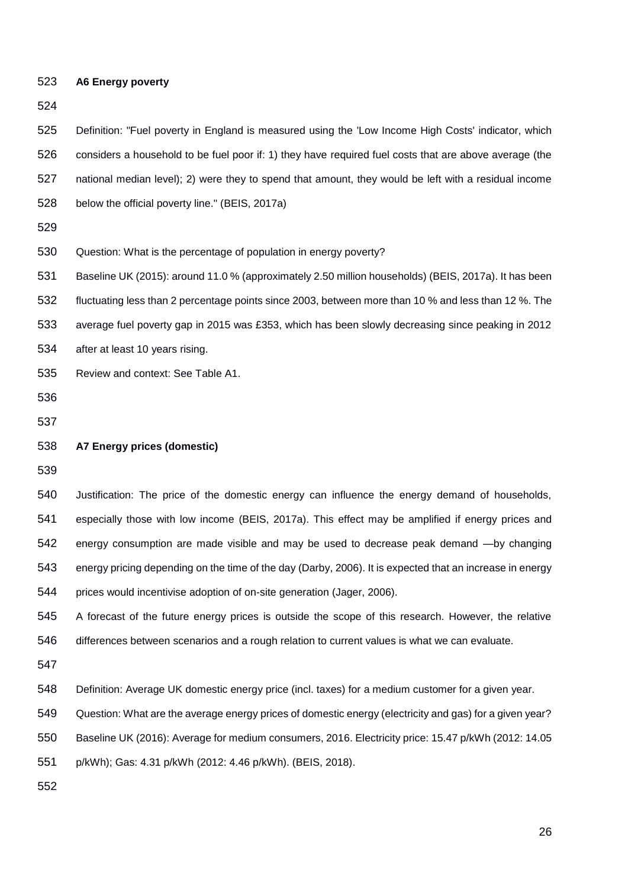**A6 Energy poverty**

Definition: "Fuel poverty in England is measured using the 'Low Income High Costs' indicator, which considers a household to be fuel poor if: 1) they have required fuel costs that are above average (the national median level); 2) were they to spend that amount, they would be left with a residual income below the official poverty line." (BEIS, 2017a)

Question: What is the percentage of population in energy poverty?

Baseline UK (2015): around 11.0 % (approximately 2.50 million households) (BEIS, 2017a). It has been fluctuating less than 2 percentage points since 2003, between more than 10 % and less than 12 %. The average fuel poverty gap in 2015 was £353, which has been slowly decreasing since peaking in 2012 after at least 10 years rising.

Review and context: See Table A1.

**A7 Energy prices (domestic)**

Justification: The price of the domestic energy can influence the energy demand of households, especially those with low income (BEIS, 2017a). This effect may be amplified if energy prices and energy consumption are made visible and may be used to decrease peak demand —by changing energy pricing depending on the time of the day (Darby, 2006). It is expected that an increase in energy prices would incentivise adoption of on-site generation (Jager, 2006).

A forecast of the future energy prices is outside the scope of this research. However, the relative differences between scenarios and a rough relation to current values is what we can evaluate.

Definition: Average UK domestic energy price (incl. taxes) for a medium customer for a given year.

Question: What are the average energy prices of domestic energy (electricity and gas) for a given year?

Baseline UK (2016): Average for medium consumers, 2016. Electricity price: 15.47 p/kWh (2012: 14.05 p/kWh); Gas: 4.31 p/kWh (2012: 4.46 p/kWh). (BEIS, 2018).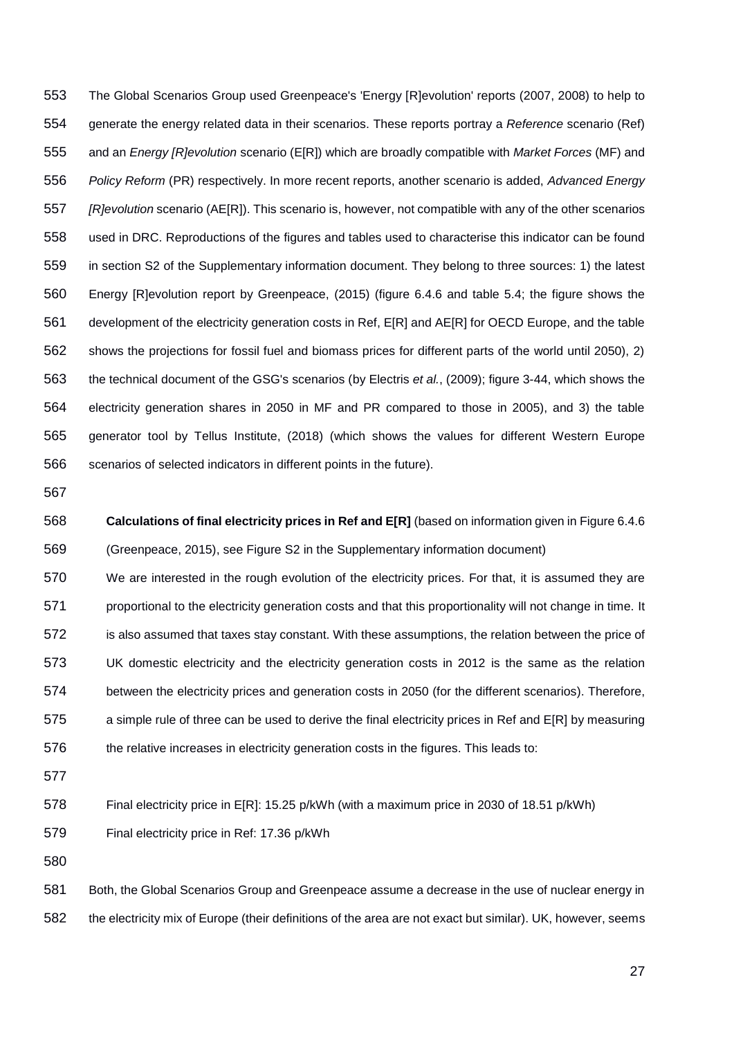The Global Scenarios Group used Greenpeace's 'Energy [R]evolution' reports (2007, 2008) to help to generate the energy related data in their scenarios. These reports portray a *Reference* scenario (Ref) and an *Energy [R]evolution* scenario (E[R]) which are broadly compatible with *Market Forces* (MF) and *Policy Reform* (PR) respectively. In more recent reports, another scenario is added, *Advanced Energy [R]evolution* scenario (AE[R]). This scenario is, however, not compatible with any of the other scenarios used in DRC. Reproductions of the figures and tables used to characterise this indicator can be found in section S2 of the Supplementary information document. They belong to three sources: 1) the latest Energy [R]evolution report by Greenpeace, (2015) (figure 6.4.6 and table 5.4; the figure shows the development of the electricity generation costs in Ref, E[R] and AE[R] for OECD Europe, and the table shows the projections for fossil fuel and biomass prices for different parts of the world until 2050), 2) the technical document of the GSG's scenarios (by Electris *et al.*, (2009); figure 3-44, which shows the electricity generation shares in 2050 in MF and PR compared to those in 2005), and 3) the table generator tool by Tellus Institute, (2018) (which shows the values for different Western Europe scenarios of selected indicators in different points in the future).

**Calculations of final electricity prices in Ref and E[R]** (based on information given in Figure 6.4.6 (Greenpeace, 2015), see Figure S2 in the Supplementary information document)

We are interested in the rough evolution of the electricity prices. For that, it is assumed they are proportional to the electricity generation costs and that this proportionality will not change in time. It is also assumed that taxes stay constant. With these assumptions, the relation between the price of UK domestic electricity and the electricity generation costs in 2012 is the same as the relation between the electricity prices and generation costs in 2050 (for the different scenarios). Therefore, a simple rule of three can be used to derive the final electricity prices in Ref and E[R] by measuring the relative increases in electricity generation costs in the figures. This leads to:

Final electricity price in E[R]: 15.25 p/kWh (with a maximum price in 2030 of 18.51 p/kWh)

Final electricity price in Ref: 17.36 p/kWh

Both, the Global Scenarios Group and Greenpeace assume a decrease in the use of nuclear energy in the electricity mix of Europe (their definitions of the area are not exact but similar). UK, however, seems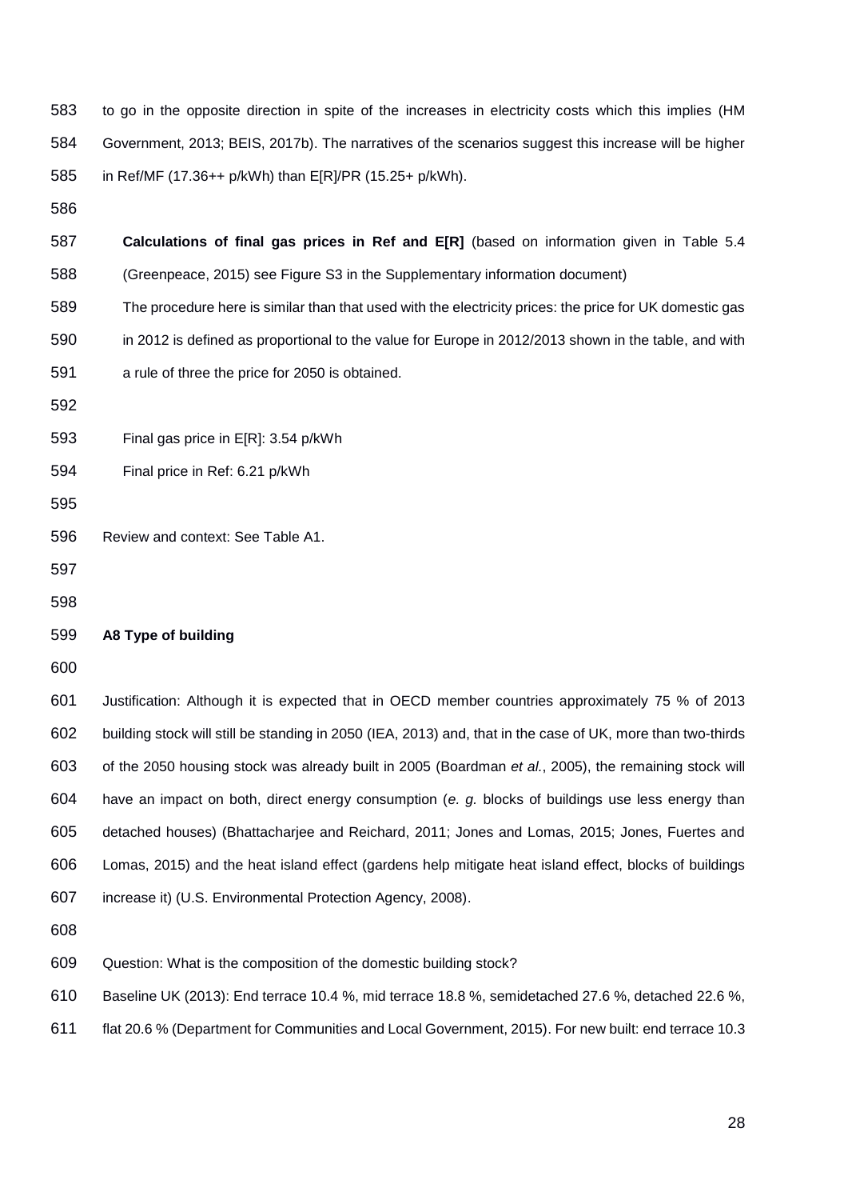to go in the opposite direction in spite of the increases in electricity costs which this implies (HM Government, 2013; BEIS, 2017b). The narratives of the scenarios suggest this increase will be higher in Ref/MF (17.36++ p/kWh) than E[R]/PR (15.25+ p/kWh).

**Calculations of final gas prices in Ref and E[R]** (based on information given in Table 5.4 (Greenpeace, 2015) see Figure S3 in the Supplementary information document)

The procedure here is similar than that used with the electricity prices: the price for UK domestic gas in 2012 is defined as proportional to the value for Europe in 2012/2013 shown in the table, and with a rule of three the price for 2050 is obtained.

Final gas price in E[R]: 3.54 p/kWh

Final price in Ref: 6.21 p/kWh

Review and context: See Table A1.

### A8 Type of building

Justification: Although it is expected that in OECD member countries approximately 75 % of 2013 building stock will still be standing in 2050 (IEA, 2013) and, that in the case of UK, more than two-thirds of the 2050 housing stock was already built in 2005 (Boardman *et al.*, 2005), the remaining stock will have an impact on both, direct energy consumption (*e. g.* blocks of buildings use less energy than detached houses) (Bhattacharjee and Reichard, 2011; Jones and Lomas, 2015; Jones, Fuertes and Lomas, 2015) and the heat island effect (gardens help mitigate heat island effect, blocks of buildings increase it) (U.S. Environmental Protection Agency, 2008).

Question: What is the composition of the domestic building stock?

Baseline UK (2013): End terrace 10.4 %, mid terrace 18.8 %, semidetached 27.6 %, detached 22.6 %, flat 20.6 % (Department for Communities and Local Government, 2015). For new built: end terrace 10.3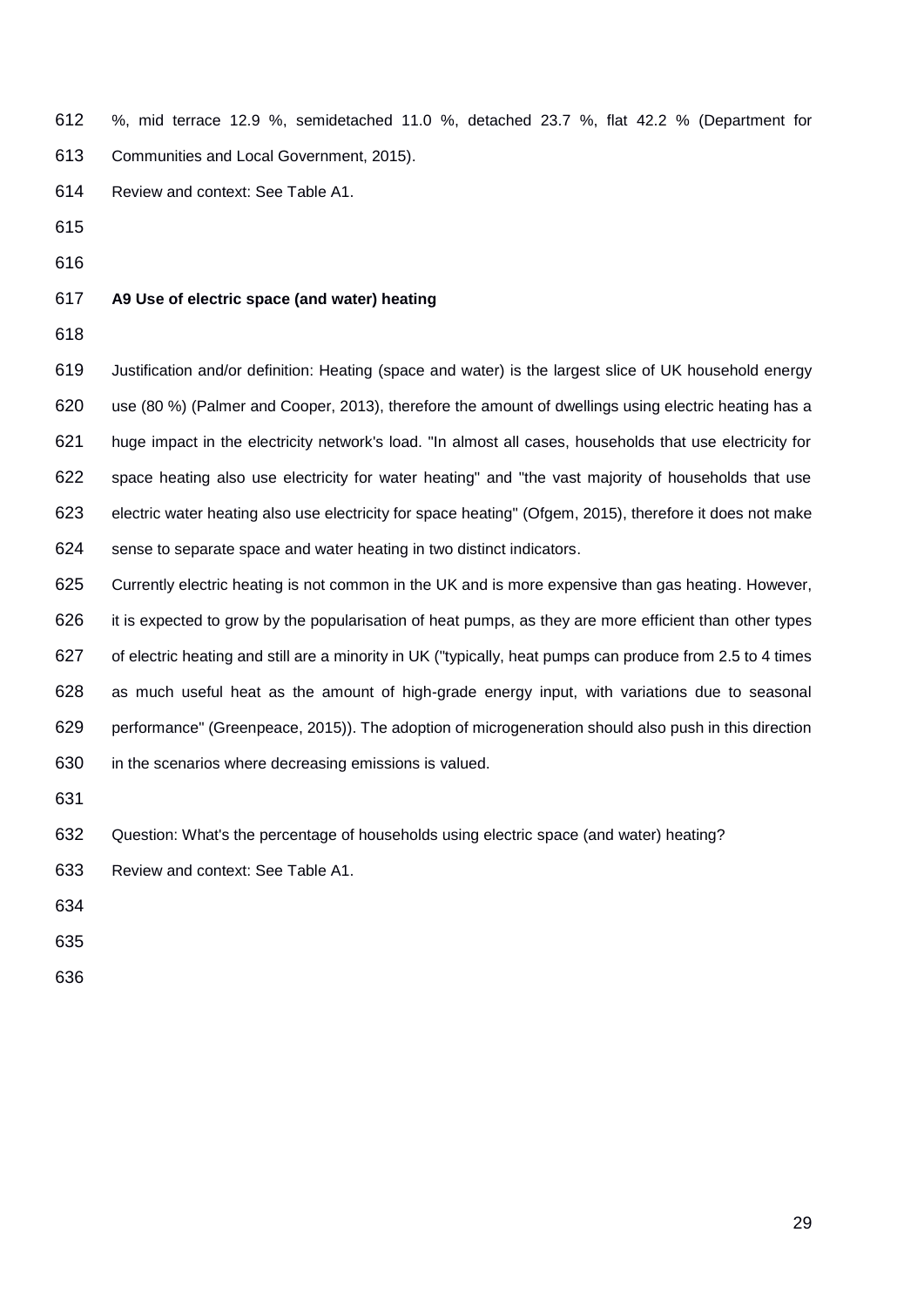%, mid terrace 12.9 %, semidetached 11.0 %, detached 23.7 %, flat 42.2 % (Department for Communities and Local Government, 2015).

Review and context: See Table A1.

**A9 Use of electric space (and water) heating**

Justification and/or definition: Heating (space and water) is the largest slice of UK household energy use (80 %) (Palmer and Cooper, 2013), therefore the amount of dwellings using electric heating has a huge impact in the electricity network's load. "In almost all cases, households that use electricity for space heating also use electricity for water heating" and "the vast majority of households that use electric water heating also use electricity for space heating" (Ofgem, 2015), therefore it does not make sense to separate space and water heating in two distinct indicators.

Currently electric heating is not common in the UK and is more expensive than gas heating. However, it is expected to grow by the popularisation of heat pumps, as they are more efficient than other types of electric heating and still are a minority in UK ("typically, heat pumps can produce from 2.5 to 4 times as much useful heat as the amount of high-grade energy input, with variations due to seasonal performance" (Greenpeace, 2015)). The adoption of microgeneration should also push in this direction in the scenarios where decreasing emissions is valued.

Question: What's the percentage of households using electric space (and water) heating?

Review and context: See Table A1.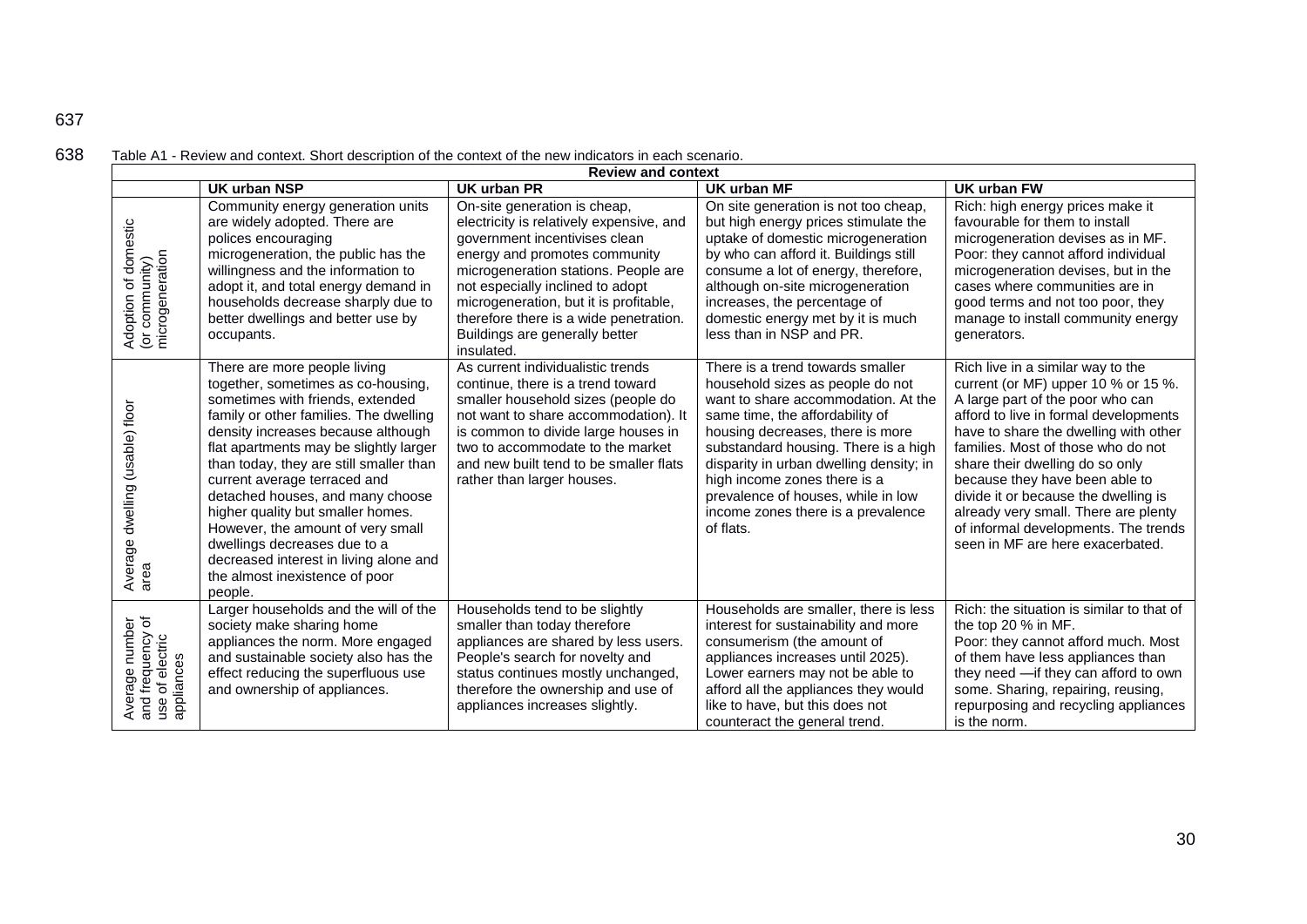Table A1 - Review and context. Short description of the context of the new indicators in each scenario.

| Review and context | | | | |
|---|---|---|---|---|
| | **UK urban NSP** | **UK urban PR** | **UK urban MF** | **UK urban FW** |
| Adoption of domestic (or community) microgeneration | Community energy generation units are widely adopted. There are polices encouraging microgeneration, the public has the willingness and the information to adopt it, and total energy demand in households decrease sharply due to better dwellings and better use by occupants. | On-site generation is cheap, electricity is relatively expensive, and government incentivises clean energy and promotes community microgeneration stations. People are not especially inclined to adopt microgeneration, but it is profitable, therefore there is a wide penetration. Buildings are generally better insulated. | On site generation is not too cheap, but high energy prices stimulate the uptake of domestic microgeneration by who can afford it. Buildings still consume a lot of energy, therefore, although on-site microgeneration increases, the percentage of domestic energy met by it is much less than in NSP and PR. | Rich: high energy prices make it favourable for them to install microgeneration devises as in MF. Poor: they cannot afford individual microgeneration devises, but in the cases where communities are in good terms and not too poor, they manage to install community energy generators. |
| Average dwelling (usable) floor area | There are more people living together, sometimes as co-housing, sometimes with friends, extended family or other families. The dwelling density increases because although flat apartments may be slightly larger than today, they are still smaller than current average terraced and detached houses, and many choose higher quality but smaller homes. However, the amount of very small dwellings decreases due to a decreased interest in living alone and the almost inexistence of poor people. | As current individualistic trends continue, there is a trend toward smaller household sizes (people do not want to share accommodation). It is common to divide large houses in two to accommodate to the market and new built tend to be smaller flats rather than larger houses. | There is a trend towards smaller household sizes as people do not want to share accommodation. At the same time, the affordability of housing decreases, there is more substandard housing. There is a high disparity in urban dwelling density; in high income zones there is a prevalence of houses, while in low income zones there is a prevalence of flats. | Rich live in a similar way to the current (or MF) upper 10 % or 15 %. A large part of the poor who can afford to live in formal developments have to share the dwelling with other families. Most of those who do not share their dwelling do so only because they have been able to divide it or because the dwelling is already very small. There are plenty of informal developments. The trends seen in MF are here exacerbated. |
| Average number and frequency of use of electric appliances | Larger households and the will of the society make sharing home appliances the norm. More engaged and sustainable society also has the effect reducing the superfluous use and ownership of appliances. | Households tend to be slightly smaller than today therefore appliances are shared by less users. People's search for novelty and status continues mostly unchanged, therefore the ownership and use of appliances increases slightly. | Households are smaller, there is less interest for sustainability and more consumerism (the amount of appliances increases until 2025). Lower earners may not be able to afford all the appliances they would like to have, but this does not counteract the general trend. | Rich: the situation is similar to that of the top 20 % in MF. Poor: they cannot afford much. Most of them have less appliances than they need —if they can afford to own some. Sharing, repairing, reusing, repurposing and recycling appliances is the norm. |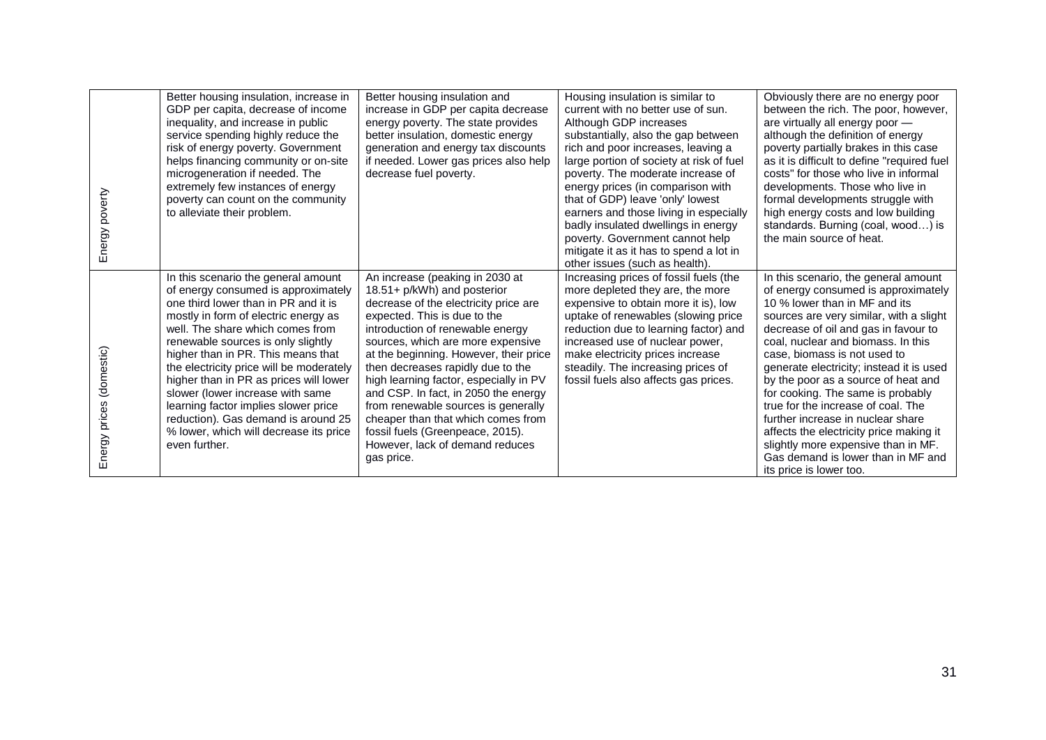| | | | | |
|---|---|---|---|---|
| Energy poverty | Better housing insulation, increase in GDP per capita, decrease of income inequality, and increase in public service spending highly reduce the risk of energy poverty. Government helps financing community or on-site microgeneration if needed. The extremely few instances of energy poverty can count on the community to alleviate their problem. | Better housing insulation and increase in GDP per capita decrease energy poverty. The state provides better insulation, domestic energy generation and energy tax discounts if needed. Lower gas prices also help decrease fuel poverty. | Housing insulation is similar to current with no better use of sun. Although GDP increases substantially, also the gap between rich and poor increases, leaving a large portion of society at risk of fuel poverty. The moderate increase of energy prices (in comparison with that of GDP) leave 'only' lowest earners and those living in especially badly insulated dwellings in energy poverty. Government cannot help mitigate it as it has to spend a lot in other issues (such as health). | Obviously there are no energy poor between the rich. The poor, however, are virtually all energy poor — although the definition of energy poverty partially brakes in this case as it is difficult to define "required fuel costs" for those who live in informal developments. Those who live in formal developments struggle with high energy costs and low building standards. Burning (coal, wood…) is the main source of heat. |
| Energy prices (domestic) | In this scenario the general amount of energy consumed is approximately one third lower than in PR and it is mostly in form of electric energy as well. The share which comes from renewable sources is only slightly higher than in PR. This means that the electricity price will be moderately higher than in PR as prices will lower slower (lower increase with same learning factor implies slower price reduction). Gas demand is around 25 % lower, which will decrease its price even further. | An increase (peaking in 2030 at 18.51+ p/kWh) and posterior decrease of the electricity price are expected. This is due to the introduction of renewable energy sources, which are more expensive at the beginning. However, their price then decreases rapidly due to the high learning factor, especially in PV and CSP. In fact, in 2050 the energy from renewable sources is generally cheaper than that which comes from fossil fuels (Greenpeace, 2015). However, lack of demand reduces gas price. | Increasing prices of fossil fuels (the more depleted they are, the more expensive to obtain more it is), low uptake of renewables (slowing price reduction due to learning factor) and increased use of nuclear power, make electricity prices increase steadily. The increasing prices of fossil fuels also affects gas prices. | In this scenario, the general amount of energy consumed is approximately 10 % lower than in MF and its sources are very similar, with a slight decrease of oil and gas in favour to coal, nuclear and biomass. In this case, biomass is not used to generate electricity; instead it is used by the poor as a source of heat and for cooking. The same is probably true for the increase of coal. The further increase in nuclear share affects the electricity price making it slightly more expensive than in MF. Gas demand is lower than in MF and its price is lower too. |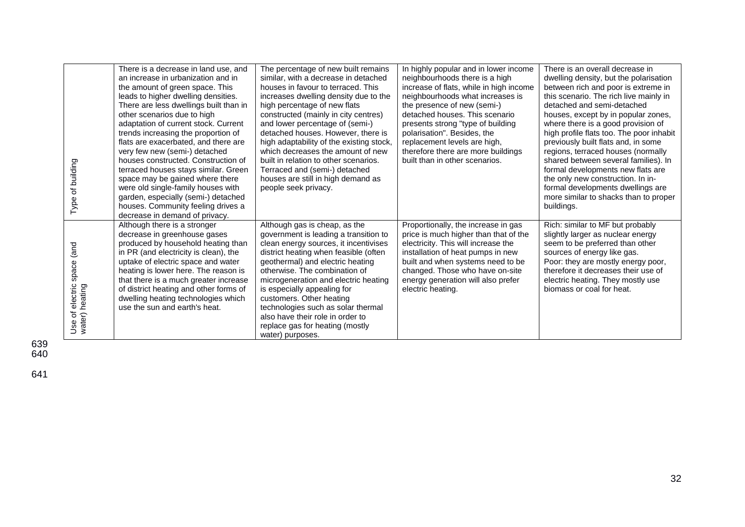| | | | | |
|---|---|---|---|---|
| Type of building | There is a decrease in land use, and an increase in urbanization and in the amount of green space. This leads to higher dwelling densities. There are less dwellings built than in other scenarios due to high adaptation of current stock. Current trends increasing the proportion of flats are exacerbated, and there are very few new (semi-) detached houses constructed. Construction of terraced houses stays similar. Green space may be gained where there were old single-family houses with garden, especially (semi-) detached houses. Community feeling drives a decrease in demand of privacy. | The percentage of new built remains similar, with a decrease in detached houses in favour to terraced. This increases dwelling density due to the high percentage of new flats constructed (mainly in city centres) and lower percentage of (semi-) detached houses. However, there is high adaptability of the existing stock, which decreases the amount of new built in relation to other scenarios. Terraced and (semi-) detached houses are still in high demand as people seek privacy. | In highly popular and in lower income neighbourhoods there is a high increase of flats, while in high income neighbourhoods what increases is the presence of new (semi-) detached houses. This scenario presents strong "type of building polarisation". Besides, the replacement levels are high, therefore there are more buildings built than in other scenarios. | There is an overall decrease in dwelling density, but the polarisation between rich and poor is extreme in this scenario. The rich live mainly in detached and semi-detached houses, except by in popular zones, where there is a good provision of high profile flats too. The poor inhabit previously built flats and, in some regions, terraced houses (normally shared between several families). In formal developments new flats are the only new construction. In in-formal developments dwellings are more similar to shacks than to proper buildings. |
| Use of electric space (and water) heating | Although there is a stronger decrease in greenhouse gases produced by household heating than in PR (and electricity is clean), the uptake of electric space and water heating is lower here. The reason is that there is a much greater increase of district heating and other forms of dwelling heating technologies which use the sun and earth's heat. | Although gas is cheap, as the government is leading a transition to clean energy sources, it incentivises district heating when feasible (often geothermal) and electric heating otherwise. The combination of microgeneration and electric heating is especially appealing for customers. Other heating technologies such as solar thermal also have their role in order to replace gas for heating (mostly water) purposes. | Proportionally, the increase in gas price is much higher than that of the electricity. This will increase the installation of heat pumps in new built and when systems need to be changed. Those who have on-site energy generation will also prefer electric heating. | Rich: similar to MF but probably slightly larger as nuclear energy seem to be preferred than other sources of energy like gas. Poor: they are mostly energy poor, therefore it decreases their use of electric heating. They mostly use biomass or coal for heat. |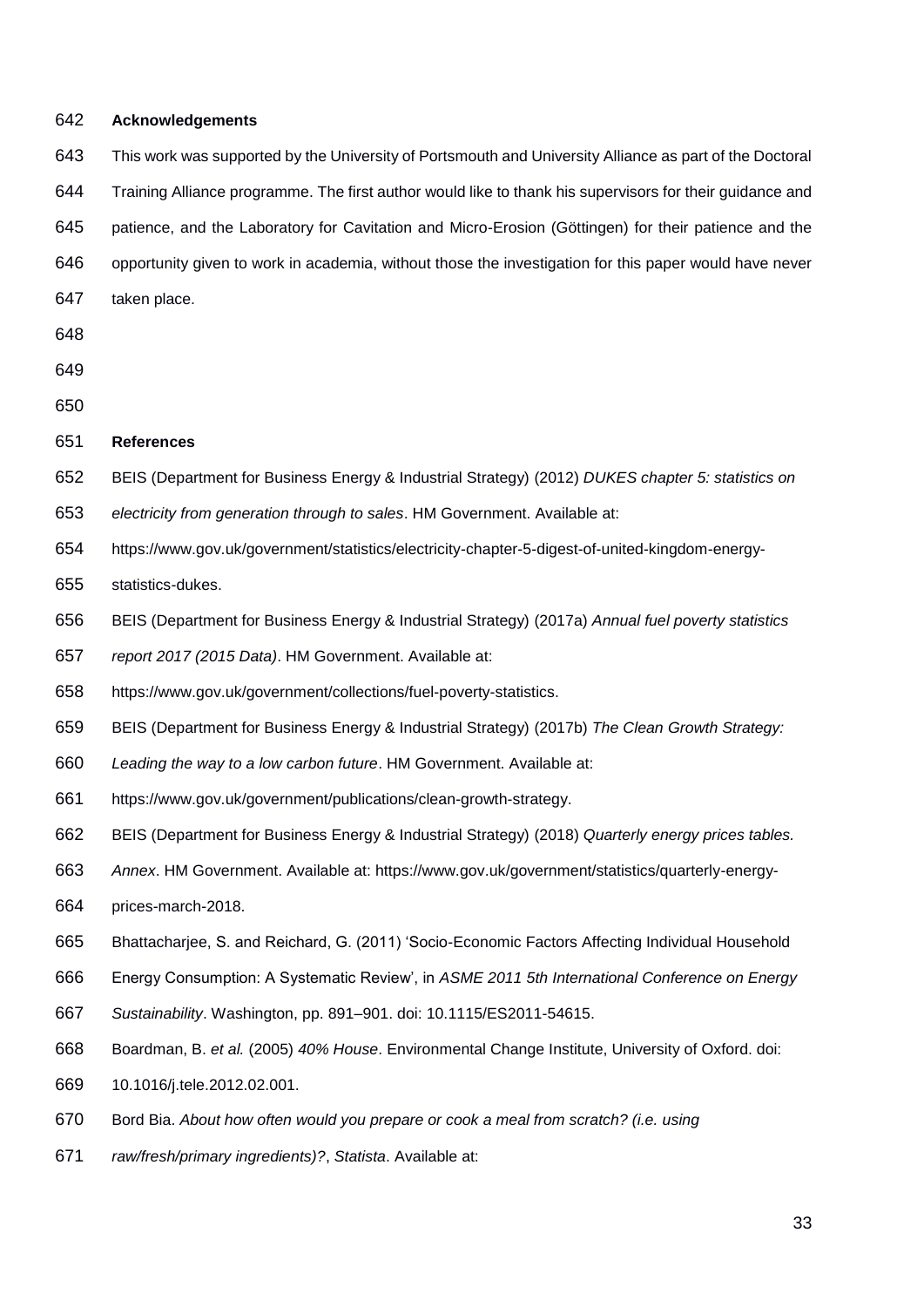## Acknowledgements

This work was supported by the University of Portsmouth and University Alliance as part of the Doctoral Training Alliance programme. The first author would like to thank his supervisors for their guidance and patience, and the Laboratory for Cavitation and Micro-Erosion (Göttingen) for their patience and the opportunity given to work in academia, without those the investigation for this paper would have never taken place.

## References

BEIS (Department for Business Energy & Industrial Strategy) (2012) *DUKES chapter 5: statistics on electricity from generation through to sales*. HM Government. Available at: https://www.gov.uk/government/statistics/electricity-chapter-5-digest-of-united-kingdom-energy-statistics-dukes.

BEIS (Department for Business Energy & Industrial Strategy) (2017a) *Annual fuel poverty statistics report 2017 (2015 Data)*. HM Government. Available at: https://www.gov.uk/government/collections/fuel-poverty-statistics.

BEIS (Department for Business Energy & Industrial Strategy) (2017b) *The Clean Growth Strategy: Leading the way to a low carbon future*. HM Government. Available at: https://www.gov.uk/government/publications/clean-growth-strategy.

BEIS (Department for Business Energy & Industrial Strategy) (2018) *Quarterly energy prices tables. Annex*. HM Government. Available at: https://www.gov.uk/government/statistics/quarterly-energy-prices-march-2018.

Bhattacharjee, S. and Reichard, G. (2011) 'Socio-Economic Factors Affecting Individual Household Energy Consumption: A Systematic Review', in *ASME 2011 5th International Conference on Energy Sustainability*. Washington, pp. 891–901. doi: 10.1115/ES2011-54615.

Boardman, B. *et al.* (2005) *40% House*. Environmental Change Institute, University of Oxford. doi: 10.1016/j.tele.2012.02.001.

Bord Bia. *About how often would you prepare or cook a meal from scratch? (i.e. using raw/fresh/primary ingredients)?*, *Statista*. Available at: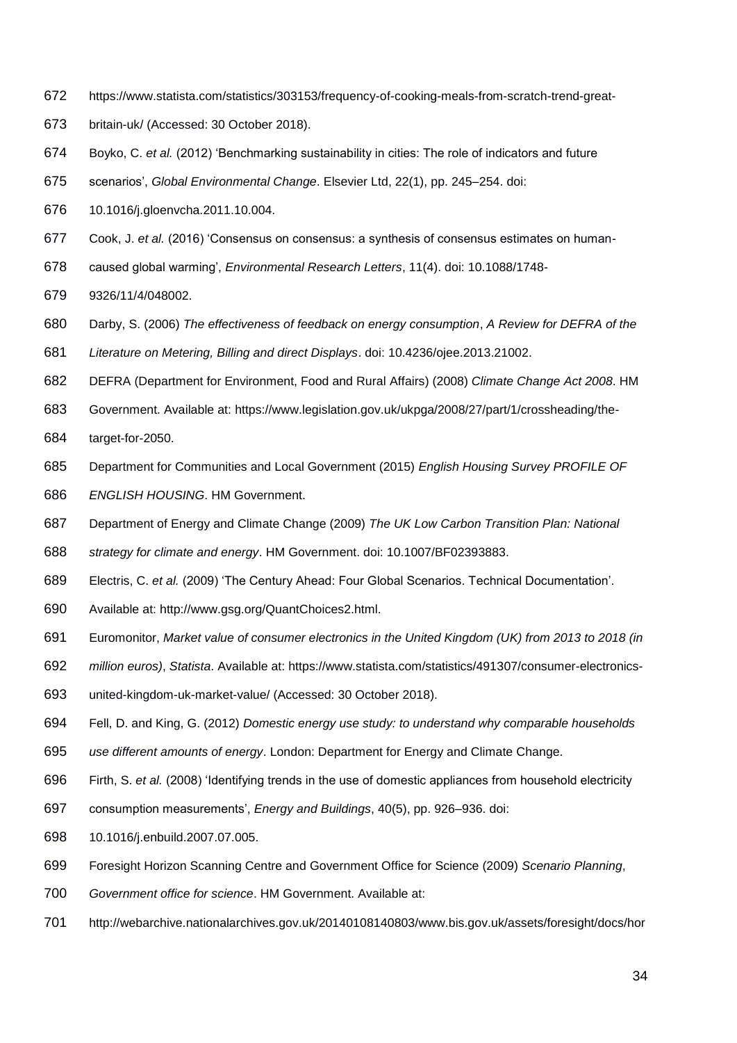https://www.statista.com/statistics/303153/frequency-of-cooking-meals-from-scratch-trend-great-britain-uk/ (Accessed: 30 October 2018).

Boyko, C. *et al.* (2012) 'Benchmarking sustainability in cities: The role of indicators and future scenarios', *Global Environmental Change*. Elsevier Ltd, 22(1), pp. 245–254. doi: 10.1016/j.gloenvcha.2011.10.004.

Cook, J. *et al.* (2016) 'Consensus on consensus: a synthesis of consensus estimates on human-caused global warming', *Environmental Research Letters*, 11(4). doi: 10.1088/1748-9326/11/4/048002.

Darby, S. (2006) *The effectiveness of feedback on energy consumption*, *A Review for DEFRA of the Literature on Metering, Billing and direct Displays*. doi: 10.4236/ojee.2013.21002.

DEFRA (Department for Environment, Food and Rural Affairs) (2008) *Climate Change Act 2008*. HM Government. Available at: https://www.legislation.gov.uk/ukpga/2008/27/part/1/crossheading/the-target-for-2050.

Department for Communities and Local Government (2015) *English Housing Survey PROFILE OF ENGLISH HOUSING*. HM Government.

Department of Energy and Climate Change (2009) *The UK Low Carbon Transition Plan: National strategy for climate and energy*. HM Government. doi: 10.1007/BF02393883.

Electris, C. *et al.* (2009) 'The Century Ahead: Four Global Scenarios. Technical Documentation'. Available at: http://www.gsg.org/QuantChoices2.html.

Euromonitor, *Market value of consumer electronics in the United Kingdom (UK) from 2013 to 2018 (in million euros)*, *Statista*. Available at: https://www.statista.com/statistics/491307/consumer-electronics-united-kingdom-uk-market-value/ (Accessed: 30 October 2018).

Fell, D. and King, G. (2012) *Domestic energy use study: to understand why comparable households use different amounts of energy*. London: Department for Energy and Climate Change.

Firth, S. *et al.* (2008) 'Identifying trends in the use of domestic appliances from household electricity consumption measurements', *Energy and Buildings*, 40(5), pp. 926–936. doi: 10.1016/j.enbuild.2007.07.005.

Foresight Horizon Scanning Centre and Government Office for Science (2009) *Scenario Planning*, *Government office for science*. HM Government. Available at: http://webarchive.nationalarchives.gov.uk/20140108140803/www.bis.gov.uk/assets/foresight/docs/hor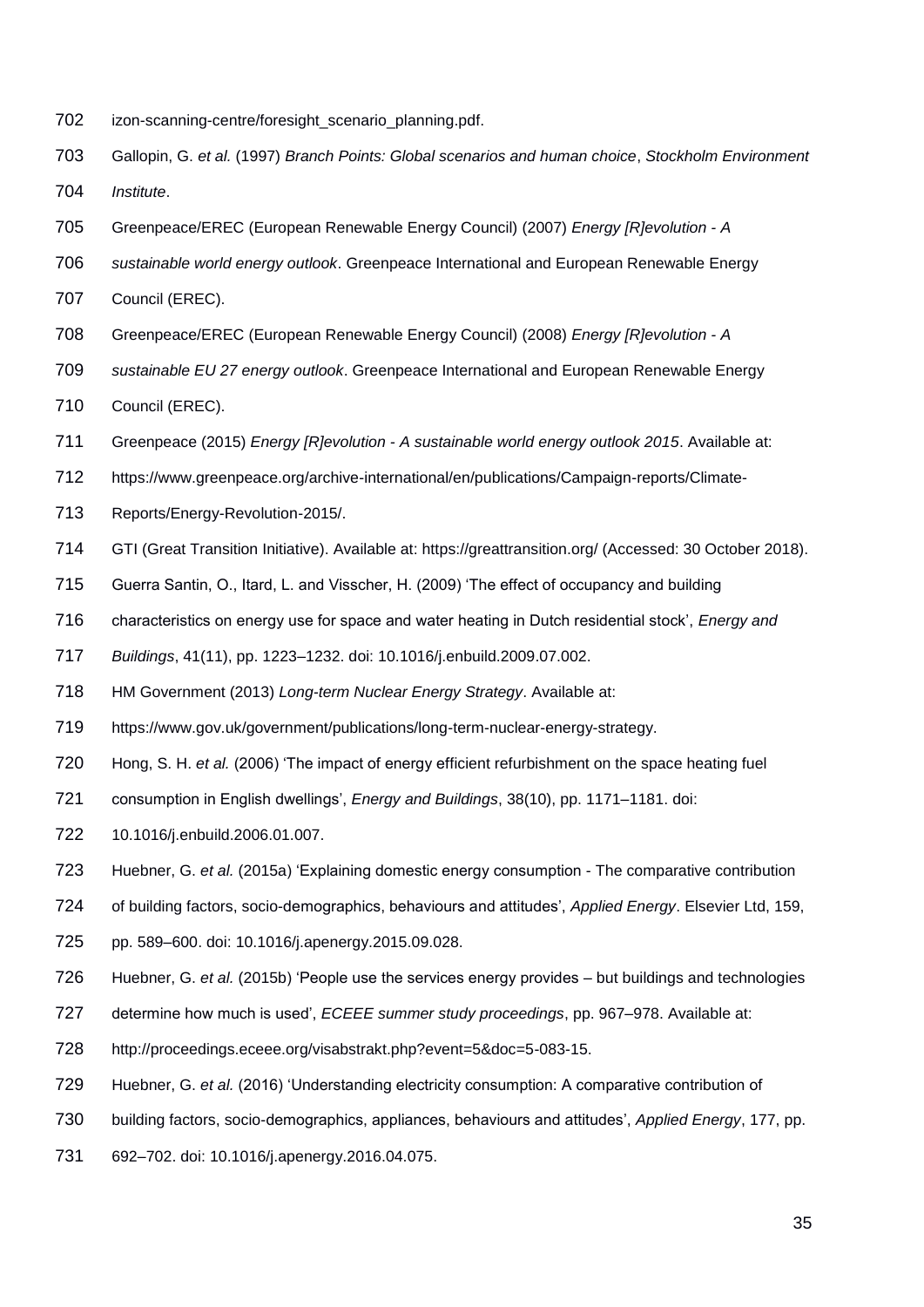izon-scanning-centre/foresight_scenario_planning.pdf.

Gallopin, G. *et al.* (1997) *Branch Points: Global scenarios and human choice*, *Stockholm Environment Institute*.

Greenpeace/EREC (European Renewable Energy Council) (2007) *Energy [R]evolution - A sustainable world energy outlook*. Greenpeace International and European Renewable Energy Council (EREC).

Greenpeace/EREC (European Renewable Energy Council) (2008) *Energy [R]evolution - A sustainable EU 27 energy outlook*. Greenpeace International and European Renewable Energy Council (EREC).

Greenpeace (2015) *Energy [R]evolution - A sustainable world energy outlook 2015*. Available at: https://www.greenpeace.org/archive-international/en/publications/Campaign-reports/Climate-Reports/Energy-Revolution-2015/.

GTI (Great Transition Initiative). Available at: https://greattransition.org/ (Accessed: 30 October 2018).

Guerra Santin, O., Itard, L. and Visscher, H. (2009) 'The effect of occupancy and building characteristics on energy use for space and water heating in Dutch residential stock', *Energy and Buildings*, 41(11), pp. 1223–1232. doi: 10.1016/j.enbuild.2009.07.002.

HM Government (2013) *Long-term Nuclear Energy Strategy*. Available at: https://www.gov.uk/government/publications/long-term-nuclear-energy-strategy.

Hong, S. H. *et al.* (2006) 'The impact of energy efficient refurbishment on the space heating fuel consumption in English dwellings', *Energy and Buildings*, 38(10), pp. 1171–1181. doi: 10.1016/j.enbuild.2006.01.007.

Huebner, G. *et al.* (2015a) 'Explaining domestic energy consumption - The comparative contribution of building factors, socio-demographics, behaviours and attitudes', *Applied Energy*. Elsevier Ltd, 159, pp. 589–600. doi: 10.1016/j.apenergy.2015.09.028.

Huebner, G. *et al.* (2015b) 'People use the services energy provides – but buildings and technologies determine how much is used', *ECEEE summer study proceedings*, pp. 967–978. Available at: http://proceedings.eceee.org/visabstrakt.php?event=5&doc=5-083-15.

Huebner, G. *et al.* (2016) 'Understanding electricity consumption: A comparative contribution of building factors, socio-demographics, appliances, behaviours and attitudes', *Applied Energy*, 177, pp. 692–702. doi: 10.1016/j.apenergy.2016.04.075.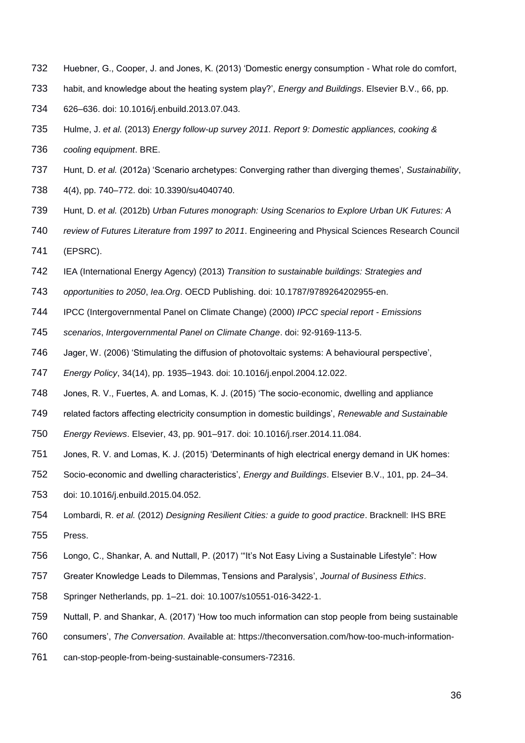Huebner, G., Cooper, J. and Jones, K. (2013) 'Domestic energy consumption - What role do comfort, habit, and knowledge about the heating system play?', *Energy and Buildings*. Elsevier B.V., 66, pp. 626–636. doi: 10.1016/j.enbuild.2013.07.043.

Hulme, J. *et al.* (2013) *Energy follow-up survey 2011. Report 9: Domestic appliances, cooking & cooling equipment*. BRE.

Hunt, D. *et al.* (2012a) 'Scenario archetypes: Converging rather than diverging themes', *Sustainability*, 4(4), pp. 740–772. doi: 10.3390/su4040740.

Hunt, D. *et al.* (2012b) *Urban Futures monograph: Using Scenarios to Explore Urban UK Futures: A review of Futures Literature from 1997 to 2011*. Engineering and Physical Sciences Research Council (EPSRC).

IEA (International Energy Agency) (2013) *Transition to sustainable buildings: Strategies and opportunities to 2050*, *Iea.Org*. OECD Publishing. doi: 10.1787/9789264202955-en.

IPCC (Intergovernmental Panel on Climate Change) (2000) *IPCC special report - Emissions scenarios*, *Intergovernmental Panel on Climate Change*. doi: 92-9169-113-5.

Jager, W. (2006) 'Stimulating the diffusion of photovoltaic systems: A behavioural perspective', *Energy Policy*, 34(14), pp. 1935–1943. doi: 10.1016/j.enpol.2004.12.022.

Jones, R. V., Fuertes, A. and Lomas, K. J. (2015) 'The socio-economic, dwelling and appliance related factors affecting electricity consumption in domestic buildings', *Renewable and Sustainable Energy Reviews*. Elsevier, 43, pp. 901–917. doi: 10.1016/j.rser.2014.11.084.

Jones, R. V. and Lomas, K. J. (2015) 'Determinants of high electrical energy demand in UK homes: Socio-economic and dwelling characteristics', *Energy and Buildings*. Elsevier B.V., 101, pp. 24–34. doi: 10.1016/j.enbuild.2015.04.052.

Lombardi, R. *et al.* (2012) *Designing Resilient Cities: a guide to good practice*. Bracknell: IHS BRE Press.

Longo, C., Shankar, A. and Nuttall, P. (2017) '"It's Not Easy Living a Sustainable Lifestyle": How Greater Knowledge Leads to Dilemmas, Tensions and Paralysis', *Journal of Business Ethics*. Springer Netherlands, pp. 1–21. doi: 10.1007/s10551-016-3422-1.

Nuttall, P. and Shankar, A. (2017) 'How too much information can stop people from being sustainable consumers', *The Conversation*. Available at: https://theconversation.com/how-too-much-information-can-stop-people-from-being-sustainable-consumers-72316.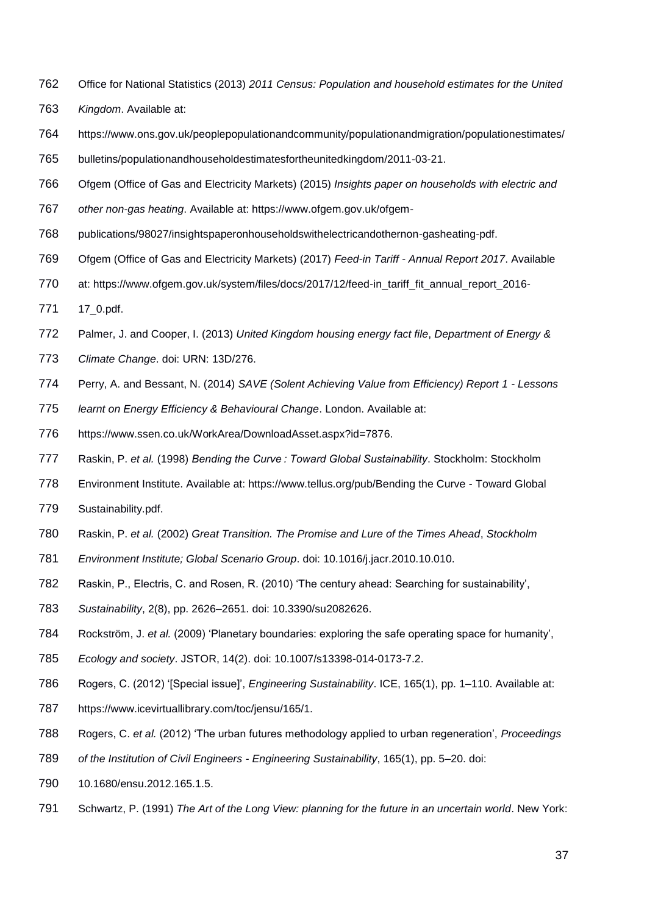Office for National Statistics (2013) *2011 Census: Population and household estimates for the United Kingdom*. Available at: https://www.ons.gov.uk/peoplepopulationandcommunity/populationandmigration/populationestimates/bulletins/populationandhouseholdestimatesfortheunitedkingdom/2011-03-21.

Ofgem (Office of Gas and Electricity Markets) (2015) *Insights paper on households with electric and other non-gas heating*. Available at: https://www.ofgem.gov.uk/ofgem-publications/98027/insightspaperonhouseholdswithelectricandothernon-gasheating-pdf.

Ofgem (Office of Gas and Electricity Markets) (2017) *Feed-in Tariff - Annual Report 2017*. Available at: https://www.ofgem.gov.uk/system/files/docs/2017/12/feed-in_tariff_fit_annual_report_2016-17_0.pdf.

Palmer, J. and Cooper, I. (2013) *United Kingdom housing energy fact file*, *Department of Energy & Climate Change*. doi: URN: 13D/276.

Perry, A. and Bessant, N. (2014) *SAVE (Solent Achieving Value from Efficiency) Report 1 - Lessons learnt on Energy Efficiency & Behavioural Change*. London. Available at: https://www.ssen.co.uk/WorkArea/DownloadAsset.aspx?id=7876.

Raskin, P. *et al.* (1998) *Bending the Curve : Toward Global Sustainability*. Stockholm: Stockholm Environment Institute. Available at: https://www.tellus.org/pub/Bending the Curve - Toward Global Sustainability.pdf.

Raskin, P. *et al.* (2002) *Great Transition. The Promise and Lure of the Times Ahead*, *Stockholm Environment Institute; Global Scenario Group*. doi: 10.1016/j.jacr.2010.10.010.

Raskin, P., Electris, C. and Rosen, R. (2010) 'The century ahead: Searching for sustainability', *Sustainability*, 2(8), pp. 2626–2651. doi: 10.3390/su2082626.

Rockström, J. *et al.* (2009) 'Planetary boundaries: exploring the safe operating space for humanity', *Ecology and society*. JSTOR, 14(2). doi: 10.1007/s13398-014-0173-7.2.

Rogers, C. (2012) '[Special issue]', *Engineering Sustainability*. ICE, 165(1), pp. 1–110. Available at: https://www.icevirtuallibrary.com/toc/jensu/165/1.

Rogers, C. *et al.* (2012) 'The urban futures methodology applied to urban regeneration', *Proceedings of the Institution of Civil Engineers - Engineering Sustainability*, 165(1), pp. 5–20. doi: 10.1680/ensu.2012.165.1.5.

Schwartz, P. (1991) *The Art of the Long View: planning for the future in an uncertain world*. New York: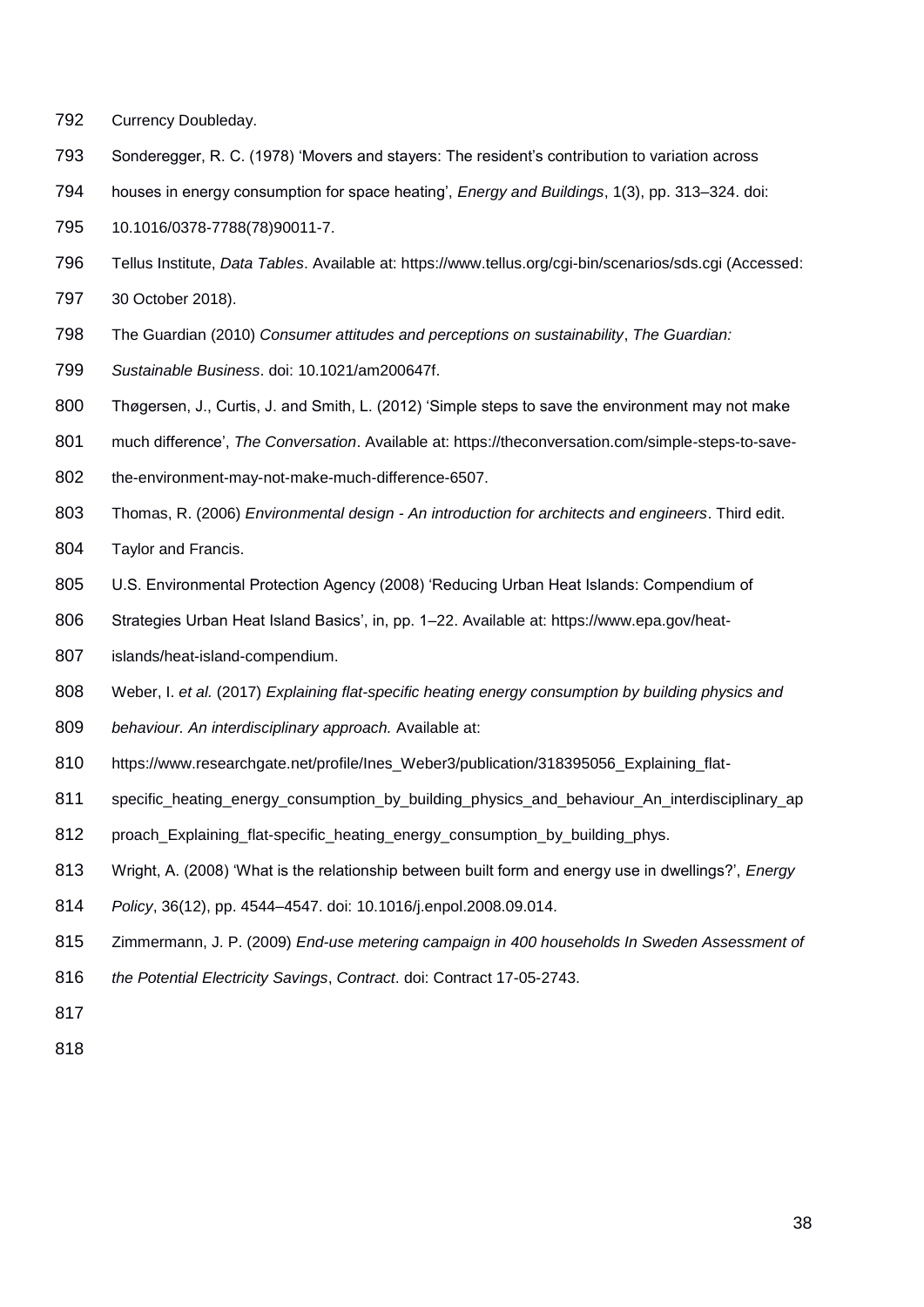Currency Doubleday.

Sonderegger, R. C. (1978) 'Movers and stayers: The resident's contribution to variation across houses in energy consumption for space heating', *Energy and Buildings*, 1(3), pp. 313–324. doi: 10.1016/0378-7788(78)90011-7.

Tellus Institute, *Data Tables*. Available at: https://www.tellus.org/cgi-bin/scenarios/sds.cgi (Accessed: 30 October 2018).

The Guardian (2010) *Consumer attitudes and perceptions on sustainability*, *The Guardian: Sustainable Business*. doi: 10.1021/am200647f.

Thøgersen, J., Curtis, J. and Smith, L. (2012) 'Simple steps to save the environment may not make much difference', *The Conversation*. Available at: https://theconversation.com/simple-steps-to-save-the-environment-may-not-make-much-difference-6507.

Thomas, R. (2006) *Environmental design - An introduction for architects and engineers*. Third edit. Taylor and Francis.

U.S. Environmental Protection Agency (2008) 'Reducing Urban Heat Islands: Compendium of Strategies Urban Heat Island Basics', in, pp. 1–22. Available at: https://www.epa.gov/heat-islands/heat-island-compendium.

Weber, I. *et al.* (2017) *Explaining flat-specific heating energy consumption by building physics and behaviour. An interdisciplinary approach.* Available at: https://www.researchgate.net/profile/Ines_Weber3/publication/318395056_Explaining_flat-specific_heating_energy_consumption_by_building_physics_and_behaviour_An_interdisciplinary_approach_Explaining_flat-specific_heating_energy_consumption_by_building_phys.

Wright, A. (2008) 'What is the relationship between built form and energy use in dwellings?', *Energy Policy*, 36(12), pp. 4544–4547. doi: 10.1016/j.enpol.2008.09.014.

Zimmermann, J. P. (2009) *End-use metering campaign in 400 households In Sweden Assessment of the Potential Electricity Savings*, *Contract*. doi: Contract 17-05-2743.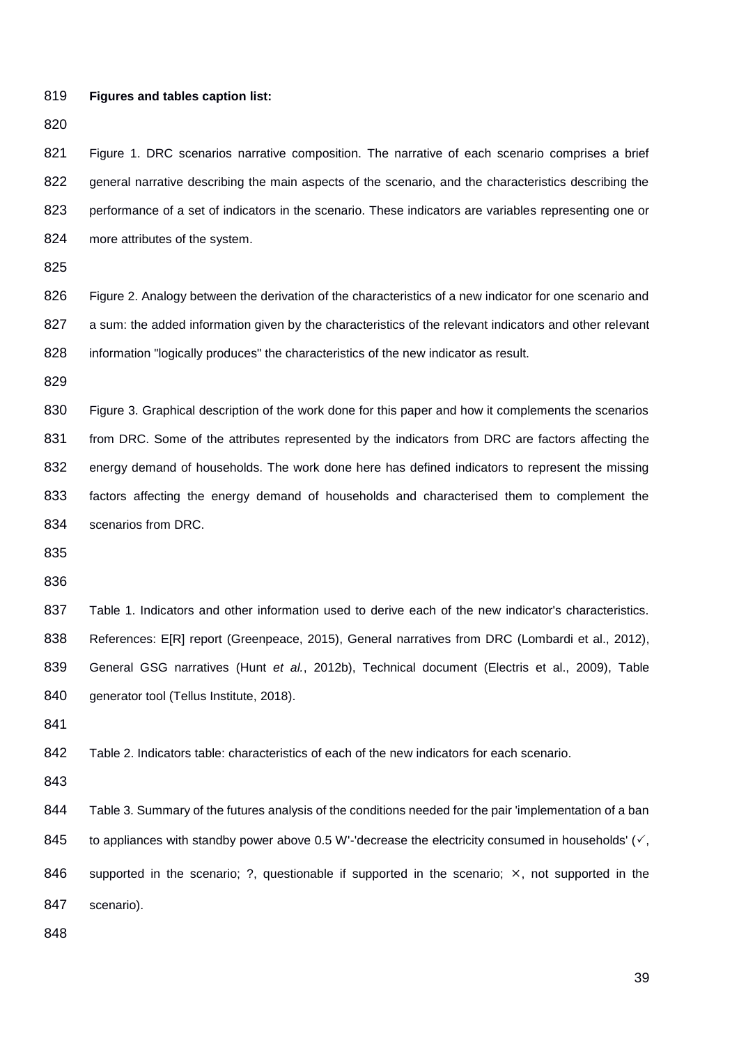**Figures and tables caption list:**

Figure 1. DRC scenarios narrative composition. The narrative of each scenario comprises a brief general narrative describing the main aspects of the scenario, and the characteristics describing the performance of a set of indicators in the scenario. These indicators are variables representing one or more attributes of the system.

Figure 2. Analogy between the derivation of the characteristics of a new indicator for one scenario and a sum: the added information given by the characteristics of the relevant indicators and other relevant information "logically produces" the characteristics of the new indicator as result.

Figure 3. Graphical description of the work done for this paper and how it complements the scenarios from DRC. Some of the attributes represented by the indicators from DRC are factors affecting the energy demand of households. The work done here has defined indicators to represent the missing factors affecting the energy demand of households and characterised them to complement the scenarios from DRC.

Table 1. Indicators and other information used to derive each of the new indicator's characteristics. References: E[R] report (Greenpeace, 2015), General narratives from DRC (Lombardi et al., 2012), General GSG narratives (Hunt *et al.*, 2012b), Technical document (Electris et al., 2009), Table generator tool (Tellus Institute, 2018).

Table 2. Indicators table: characteristics of each of the new indicators for each scenario.

Table 3. Summary of the futures analysis of the conditions needed for the pair 'implementation of a ban to appliances with standby power above 0.5 W'-'decrease the electricity consumed in households' (✓, supported in the scenario; ?, questionable if supported in the scenario; ×, not supported in the scenario).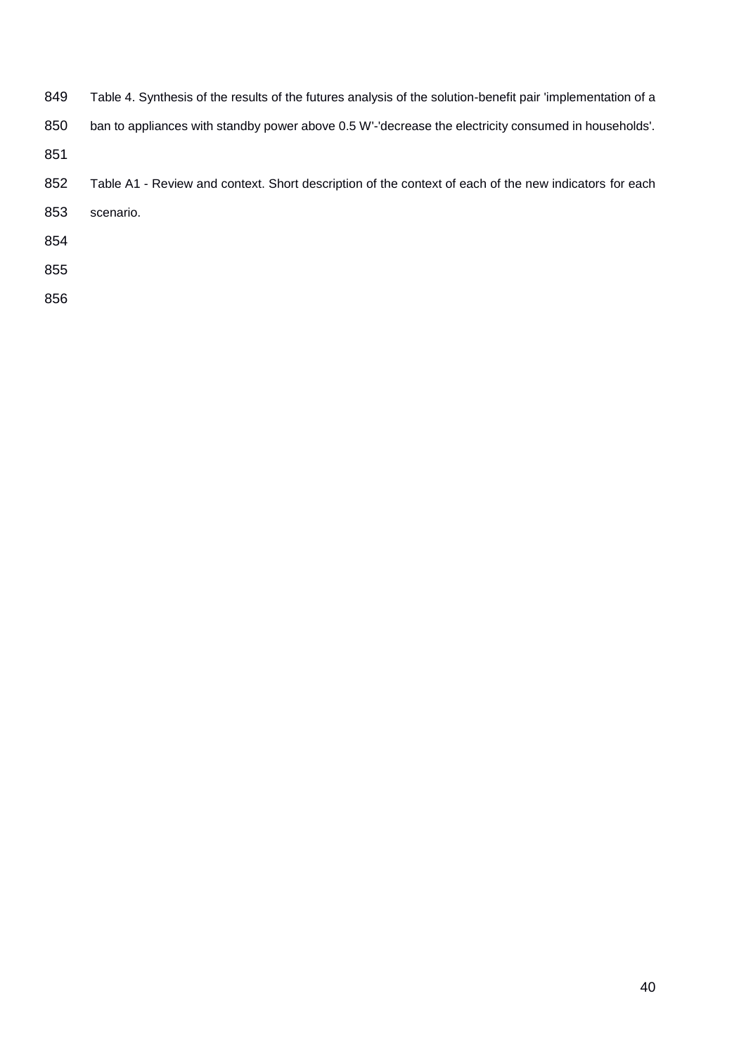Table 4. Synthesis of the results of the futures analysis of the solution-benefit pair 'implementation of a ban to appliances with standby power above 0.5 W'-'decrease the electricity consumed in households'.

Table A1 - Review and context. Short description of the context of each of the new indicators for each scenario.